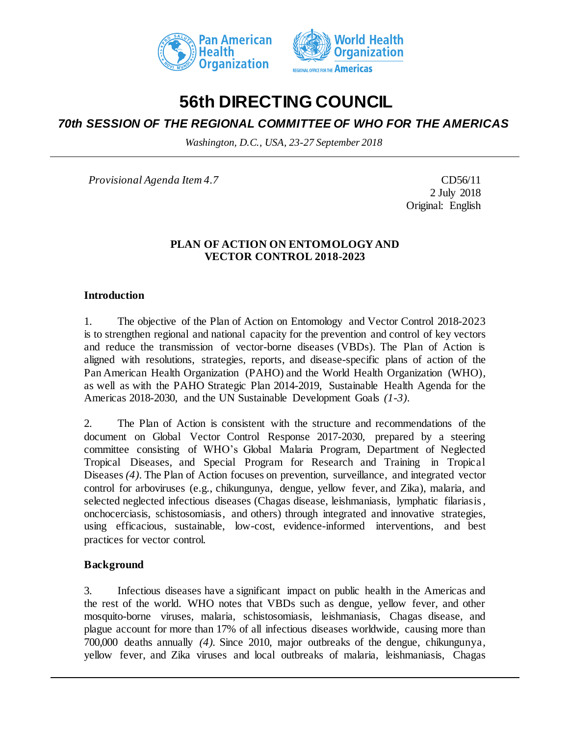# 56th DIRECTING COUNCIL

## *70th SESSION OF THE REGIONAL COMMITTEE OF WHO FOR THE AMERICAS*

*Washington, D.C., USA, 23-27 September 2018*

*Provisional Agenda Item 4.7*

CD56/11
2 July 2018
Original: English

**PLAN OF ACTION ON ENTOMOLOGY AND VECTOR CONTROL 2018-2023**

### Introduction

1. The objective of the Plan of Action on Entomology and Vector Control 2018-2023 is to strengthen regional and national capacity for the prevention and control of key vectors and reduce the transmission of vector-borne diseases (VBDs). The Plan of Action is aligned with resolutions, strategies, reports, and disease-specific plans of action of the Pan American Health Organization (PAHO) and the World Health Organization (WHO), as well as with the PAHO Strategic Plan 2014-2019, Sustainable Health Agenda for the Americas 2018-2030, and the UN Sustainable Development Goals *(1-3)*.

2. The Plan of Action is consistent with the structure and recommendations of the document on Global Vector Control Response 2017-2030, prepared by a steering committee consisting of WHO's Global Malaria Program, Department of Neglected Tropical Diseases, and Special Program for Research and Training in Tropical Diseases *(4)*. The Plan of Action focuses on prevention, surveillance, and integrated vector control for arboviruses (e.g., chikungunya, dengue, yellow fever, and Zika), malaria, and selected neglected infectious diseases (Chagas disease, leishmaniasis, lymphatic filariasis, onchocerciasis, schistosomiasis, and others) through integrated and innovative strategies, using efficacious, sustainable, low-cost, evidence-informed interventions, and best practices for vector control.

### Background

3. Infectious diseases have a significant impact on public health in the Americas and the rest of the world. WHO notes that VBDs such as dengue, yellow fever, and other mosquito-borne viruses, malaria, schistosomiasis, leishmaniasis, Chagas disease, and plague account for more than 17% of all infectious diseases worldwide, causing more than 700,000 deaths annually *(4)*. Since 2010, major outbreaks of the dengue, chikungunya, yellow fever, and Zika viruses and local outbreaks of malaria, leishmaniasis, Chagas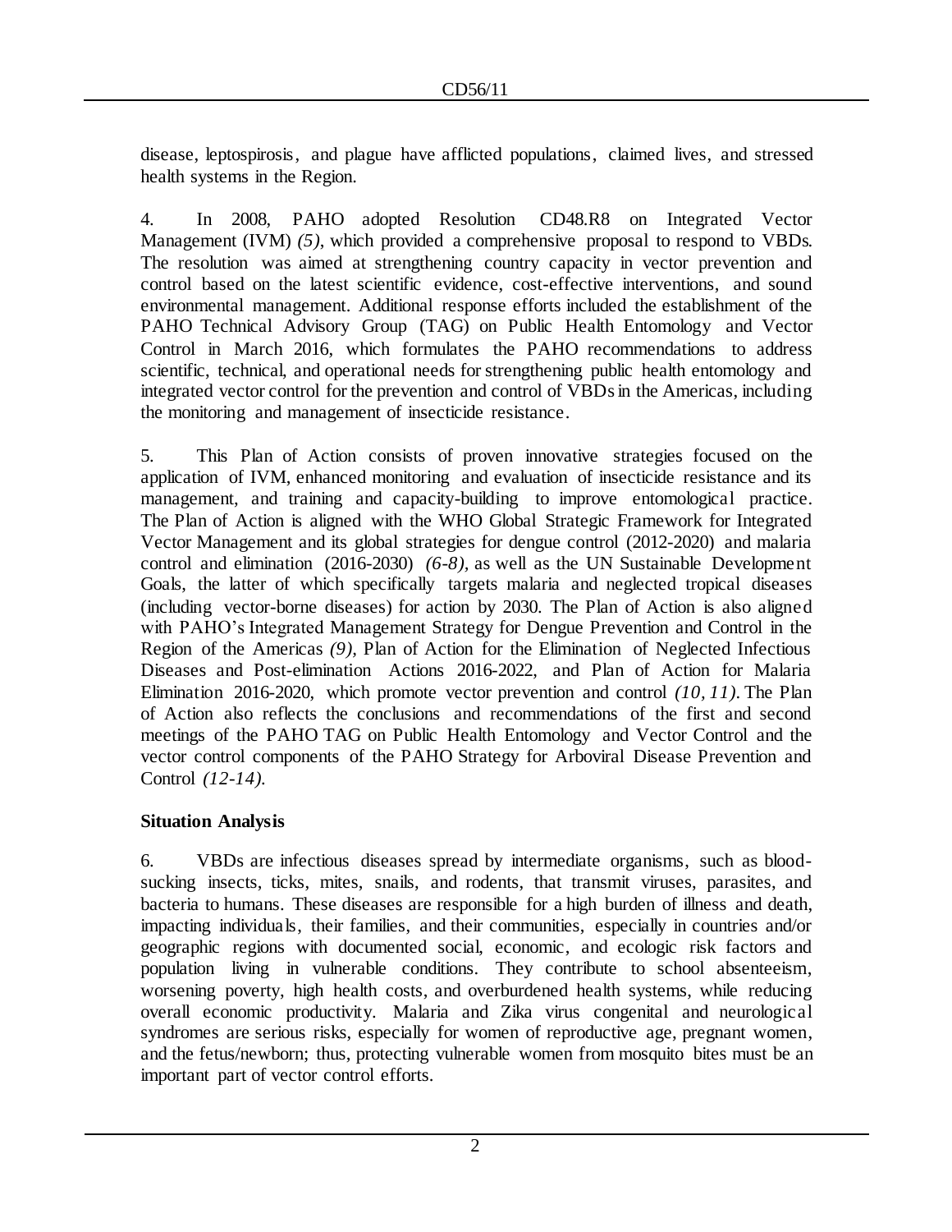disease, leptospirosis, and plague have afflicted populations, claimed lives, and stressed health systems in the Region.

4. In 2008, PAHO adopted Resolution CD48.R8 on Integrated Vector Management (IVM) *(5)*, which provided a comprehensive proposal to respond to VBDs. The resolution was aimed at strengthening country capacity in vector prevention and control based on the latest scientific evidence, cost-effective interventions, and sound environmental management. Additional response efforts included the establishment of the PAHO Technical Advisory Group (TAG) on Public Health Entomology and Vector Control in March 2016, which formulates the PAHO recommendations to address scientific, technical, and operational needs for strengthening public health entomology and integrated vector control for the prevention and control of VBDs in the Americas, including the monitoring and management of insecticide resistance.

5. This Plan of Action consists of proven innovative strategies focused on the application of IVM, enhanced monitoring and evaluation of insecticide resistance and its management, and training and capacity-building to improve entomological practice. The Plan of Action is aligned with the WHO Global Strategic Framework for Integrated Vector Management and its global strategies for dengue control (2012-2020) and malaria control and elimination (2016-2030) *(6-8)*, as well as the UN Sustainable Development Goals, the latter of which specifically targets malaria and neglected tropical diseases (including vector-borne diseases) for action by 2030. The Plan of Action is also aligned with PAHO's Integrated Management Strategy for Dengue Prevention and Control in the Region of the Americas *(9)*, Plan of Action for the Elimination of Neglected Infectious Diseases and Post-elimination Actions 2016-2022, and Plan of Action for Malaria Elimination 2016-2020, which promote vector prevention and control *(10, 11)*. The Plan of Action also reflects the conclusions and recommendations of the first and second meetings of the PAHO TAG on Public Health Entomology and Vector Control and the vector control components of the PAHO Strategy for Arboviral Disease Prevention and Control *(12-14)*.

## Situation Analysis

6. VBDs are infectious diseases spread by intermediate organisms, such as blood-sucking insects, ticks, mites, snails, and rodents, that transmit viruses, parasites, and bacteria to humans. These diseases are responsible for a high burden of illness and death, impacting individuals, their families, and their communities, especially in countries and/or geographic regions with documented social, economic, and ecologic risk factors and population living in vulnerable conditions. They contribute to school absenteeism, worsening poverty, high health costs, and overburdened health systems, while reducing overall economic productivity. Malaria and Zika virus congenital and neurological syndromes are serious risks, especially for women of reproductive age, pregnant women, and the fetus/newborn; thus, protecting vulnerable women from mosquito bites must be an important part of vector control efforts.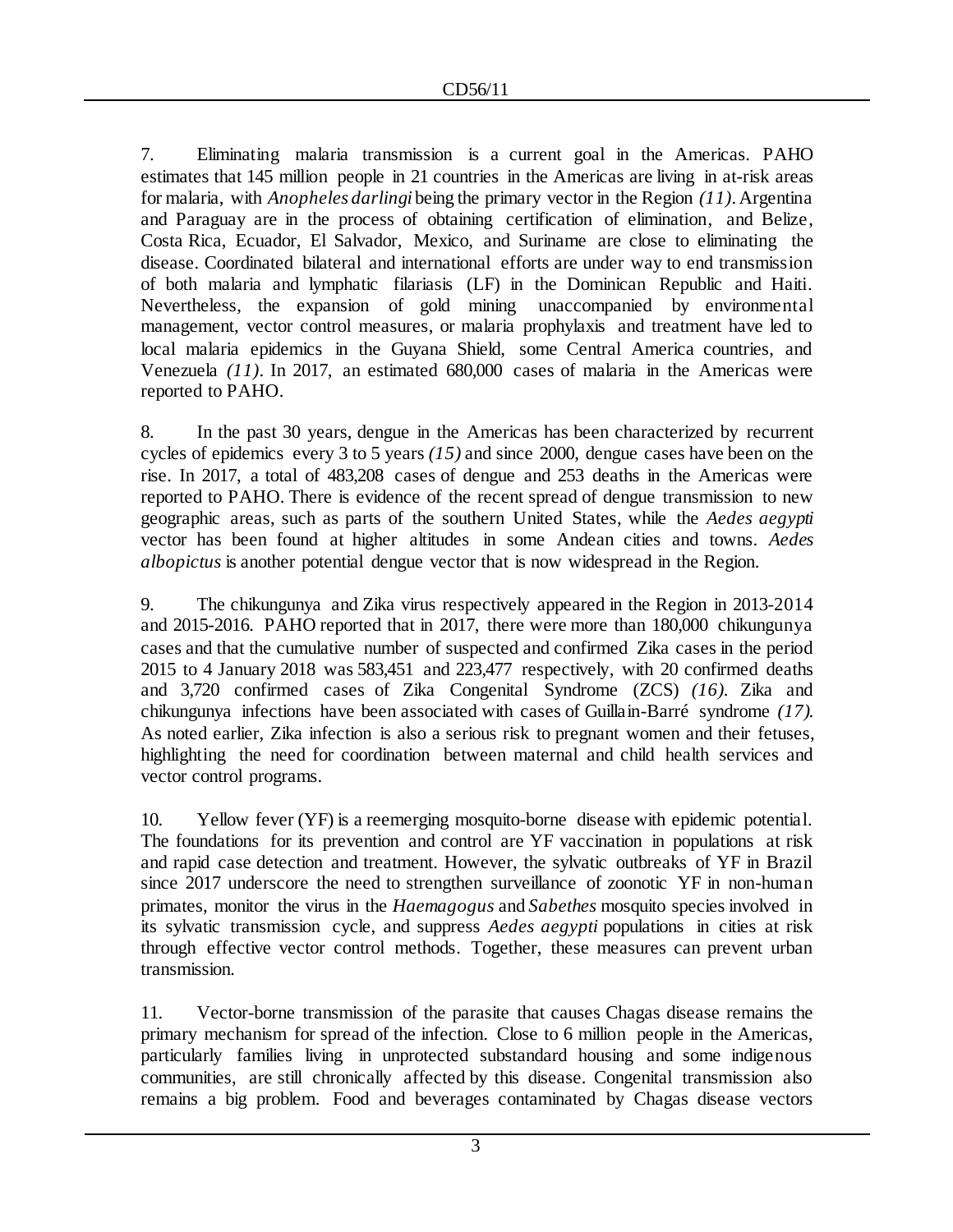7. Eliminating malaria transmission is a current goal in the Americas. PAHO estimates that 145 million people in 21 countries in the Americas are living in at-risk areas for malaria, with *Anopheles darlingi* being the primary vector in the Region *(11)*. Argentina and Paraguay are in the process of obtaining certification of elimination, and Belize, Costa Rica, Ecuador, El Salvador, Mexico, and Suriname are close to eliminating the disease. Coordinated bilateral and international efforts are under way to end transmission of both malaria and lymphatic filariasis (LF) in the Dominican Republic and Haiti. Nevertheless, the expansion of gold mining unaccompanied by environmental management, vector control measures, or malaria prophylaxis and treatment have led to local malaria epidemics in the Guyana Shield, some Central America countries, and Venezuela *(11)*. In 2017, an estimated 680,000 cases of malaria in the Americas were reported to PAHO.

8. In the past 30 years, dengue in the Americas has been characterized by recurrent cycles of epidemics every 3 to 5 years *(15)* and since 2000, dengue cases have been on the rise. In 2017, a total of 483,208 cases of dengue and 253 deaths in the Americas were reported to PAHO. There is evidence of the recent spread of dengue transmission to new geographic areas, such as parts of the southern United States, while the *Aedes aegypti* vector has been found at higher altitudes in some Andean cities and towns. *Aedes albopictus* is another potential dengue vector that is now widespread in the Region.

9. The chikungunya and Zika virus respectively appeared in the Region in 2013-2014 and 2015-2016. PAHO reported that in 2017, there were more than 180,000 chikungunya cases and that the cumulative number of suspected and confirmed Zika cases in the period 2015 to 4 January 2018 was 583,451 and 223,477 respectively, with 20 confirmed deaths and 3,720 confirmed cases of Zika Congenital Syndrome (ZCS) *(16)*. Zika and chikungunya infections have been associated with cases of Guillain-Barré syndrome *(17)*. As noted earlier, Zika infection is also a serious risk to pregnant women and their fetuses, highlighting the need for coordination between maternal and child health services and vector control programs.

10. Yellow fever (YF) is a reemerging mosquito-borne disease with epidemic potential. The foundations for its prevention and control are YF vaccination in populations at risk and rapid case detection and treatment. However, the sylvatic outbreaks of YF in Brazil since 2017 underscore the need to strengthen surveillance of zoonotic YF in non-human primates, monitor the virus in the *Haemagogus* and *Sabethes* mosquito species involved in its sylvatic transmission cycle, and suppress *Aedes aegypti* populations in cities at risk through effective vector control methods. Together, these measures can prevent urban transmission.

11. Vector-borne transmission of the parasite that causes Chagas disease remains the primary mechanism for spread of the infection. Close to 6 million people in the Americas, particularly families living in unprotected substandard housing and some indigenous communities, are still chronically affected by this disease. Congenital transmission also remains a big problem. Food and beverages contaminated by Chagas disease vectors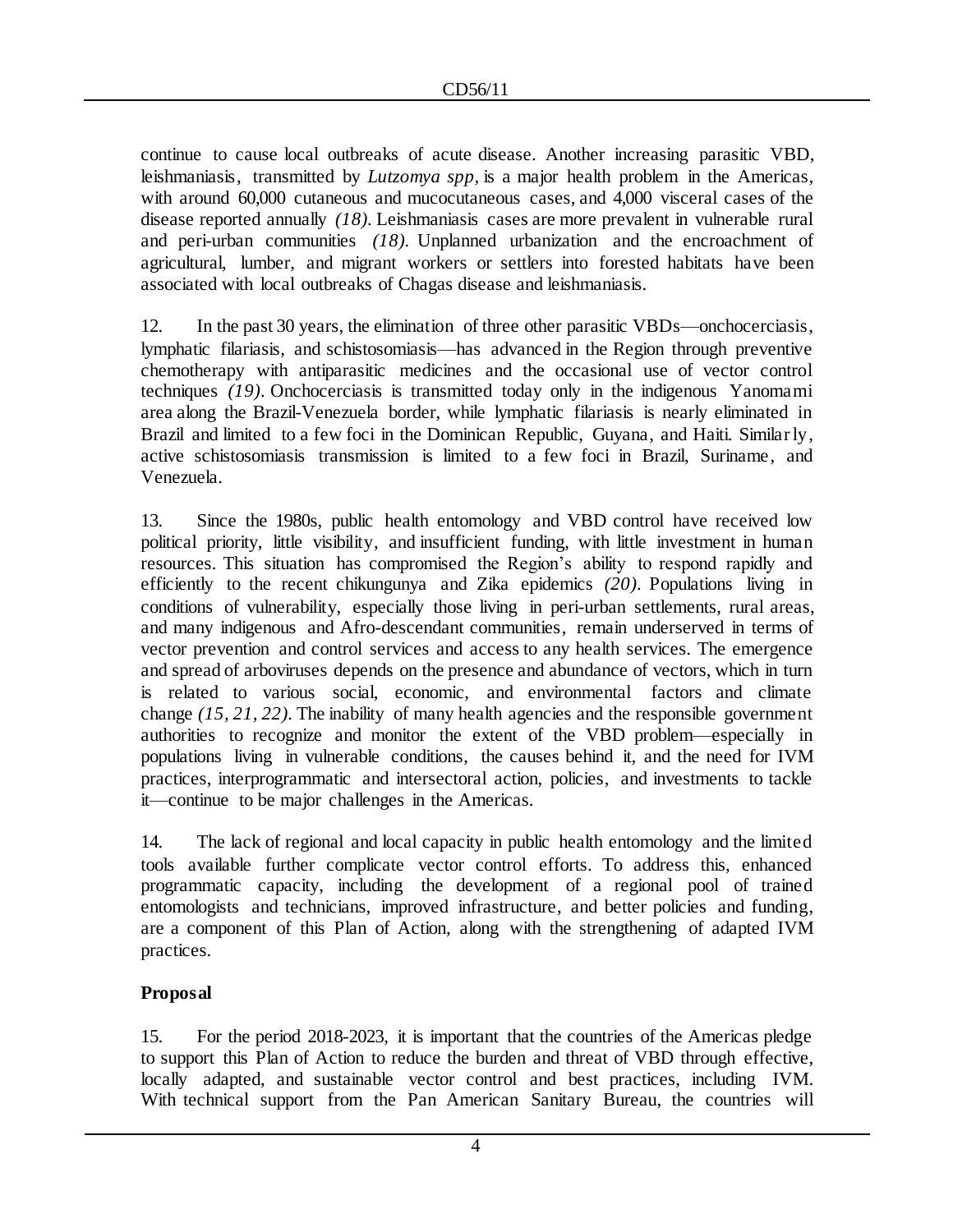continue to cause local outbreaks of acute disease. Another increasing parasitic VBD, leishmaniasis, transmitted by *Lutzomya spp*, is a major health problem in the Americas, with around 60,000 cutaneous and mucocutaneous cases, and 4,000 visceral cases of the disease reported annually *(18)*. Leishmaniasis cases are more prevalent in vulnerable rural and peri-urban communities *(18)*. Unplanned urbanization and the encroachment of agricultural, lumber, and migrant workers or settlers into forested habitats have been associated with local outbreaks of Chagas disease and leishmaniasis.

12. In the past 30 years, the elimination of three other parasitic VBDs—onchocerciasis, lymphatic filariasis, and schistosomiasis—has advanced in the Region through preventive chemotherapy with antiparasitic medicines and the occasional use of vector control techniques *(19)*. Onchocerciasis is transmitted today only in the indigenous Yanomami area along the Brazil-Venezuela border, while lymphatic filariasis is nearly eliminated in Brazil and limited to a few foci in the Dominican Republic, Guyana, and Haiti. Similarly, active schistosomiasis transmission is limited to a few foci in Brazil, Suriname, and Venezuela.

13. Since the 1980s, public health entomology and VBD control have received low political priority, little visibility, and insufficient funding, with little investment in human resources. This situation has compromised the Region's ability to respond rapidly and efficiently to the recent chikungunya and Zika epidemics *(20)*. Populations living in conditions of vulnerability, especially those living in peri-urban settlements, rural areas, and many indigenous and Afro-descendant communities, remain underserved in terms of vector prevention and control services and access to any health services. The emergence and spread of arboviruses depends on the presence and abundance of vectors, which in turn is related to various social, economic, and environmental factors and climate change *(15, 21, 22)*. The inability of many health agencies and the responsible government authorities to recognize and monitor the extent of the VBD problem—especially in populations living in vulnerable conditions, the causes behind it, and the need for IVM practices, interprogrammatic and intersectoral action, policies, and investments to tackle it—continue to be major challenges in the Americas.

14. The lack of regional and local capacity in public health entomology and the limited tools available further complicate vector control efforts. To address this, enhanced programmatic capacity, including the development of a regional pool of trained entomologists and technicians, improved infrastructure, and better policies and funding, are a component of this Plan of Action, along with the strengthening of adapted IVM practices.

## Proposal

15. For the period 2018-2023, it is important that the countries of the Americas pledge to support this Plan of Action to reduce the burden and threat of VBD through effective, locally adapted, and sustainable vector control and best practices, including IVM. With technical support from the Pan American Sanitary Bureau, the countries will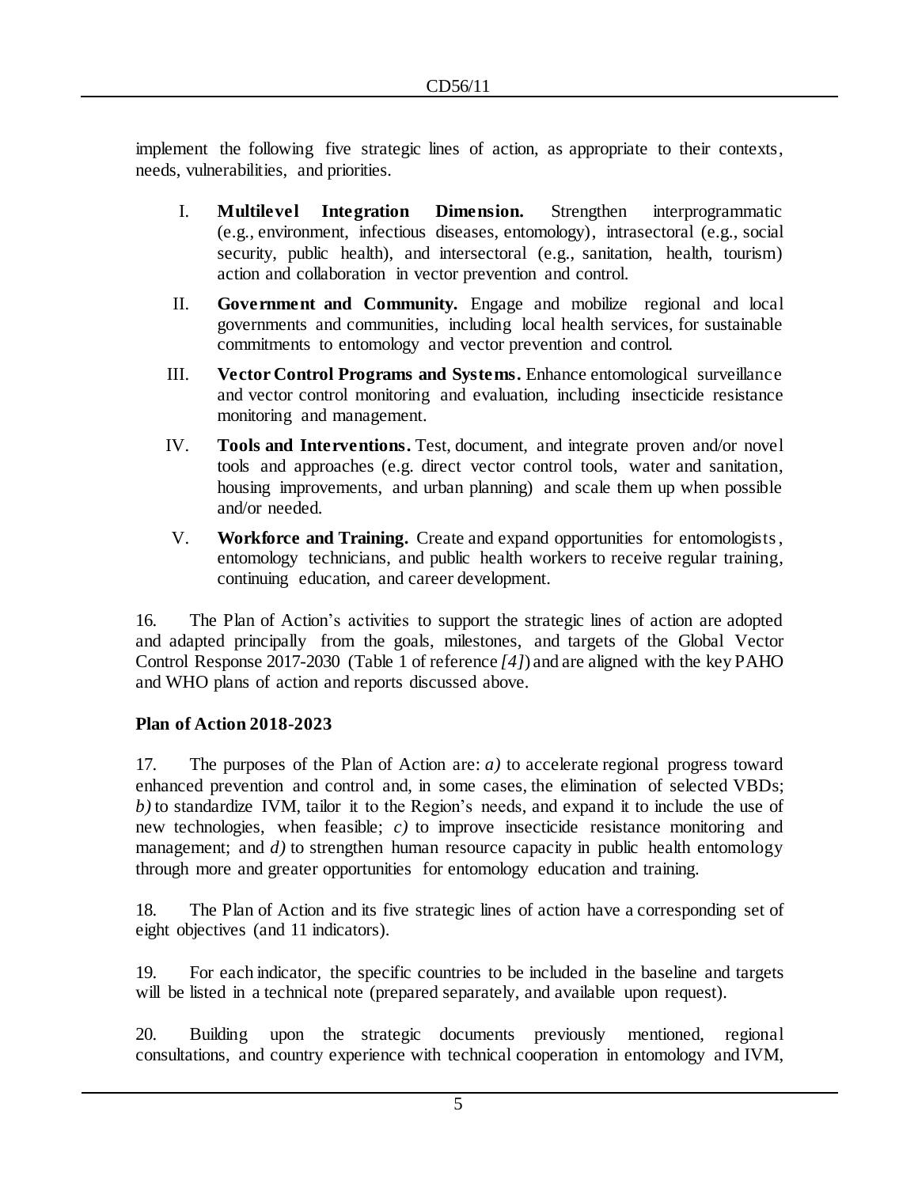implement the following five strategic lines of action, as appropriate to their contexts, needs, vulnerabilities, and priorities.

I. **Multilevel Integration Dimension.** Strengthen interprogrammatic (e.g., environment, infectious diseases, entomology), intrasectoral (e.g., social security, public health), and intersectoral (e.g., sanitation, health, tourism) action and collaboration in vector prevention and control.

II. **Government and Community.** Engage and mobilize regional and local governments and communities, including local health services, for sustainable commitments to entomology and vector prevention and control.

III. **Vector Control Programs and Systems.** Enhance entomological surveillance and vector control monitoring and evaluation, including insecticide resistance monitoring and management.

IV. **Tools and Interventions.** Test, document, and integrate proven and/or novel tools and approaches (e.g. direct vector control tools, water and sanitation, housing improvements, and urban planning) and scale them up when possible and/or needed.

V. **Workforce and Training.** Create and expand opportunities for entomologists, entomology technicians, and public health workers to receive regular training, continuing education, and career development.

16. The Plan of Action's activities to support the strategic lines of action are adopted and adapted principally from the goals, milestones, and targets of the Global Vector Control Response 2017-2030 (Table 1 of reference *[4]*) and are aligned with the key PAHO and WHO plans of action and reports discussed above.

**Plan of Action 2018-2023**

17. The purposes of the Plan of Action are: *a)* to accelerate regional progress toward enhanced prevention and control and, in some cases, the elimination of selected VBDs; *b)* to standardize IVM, tailor it to the Region's needs, and expand it to include the use of new technologies, when feasible; *c)* to improve insecticide resistance monitoring and management; and *d)* to strengthen human resource capacity in public health entomology through more and greater opportunities for entomology education and training.

18. The Plan of Action and its five strategic lines of action have a corresponding set of eight objectives (and 11 indicators).

19. For each indicator, the specific countries to be included in the baseline and targets will be listed in a technical note (prepared separately, and available upon request).

20. Building upon the strategic documents previously mentioned, regional consultations, and country experience with technical cooperation in entomology and IVM,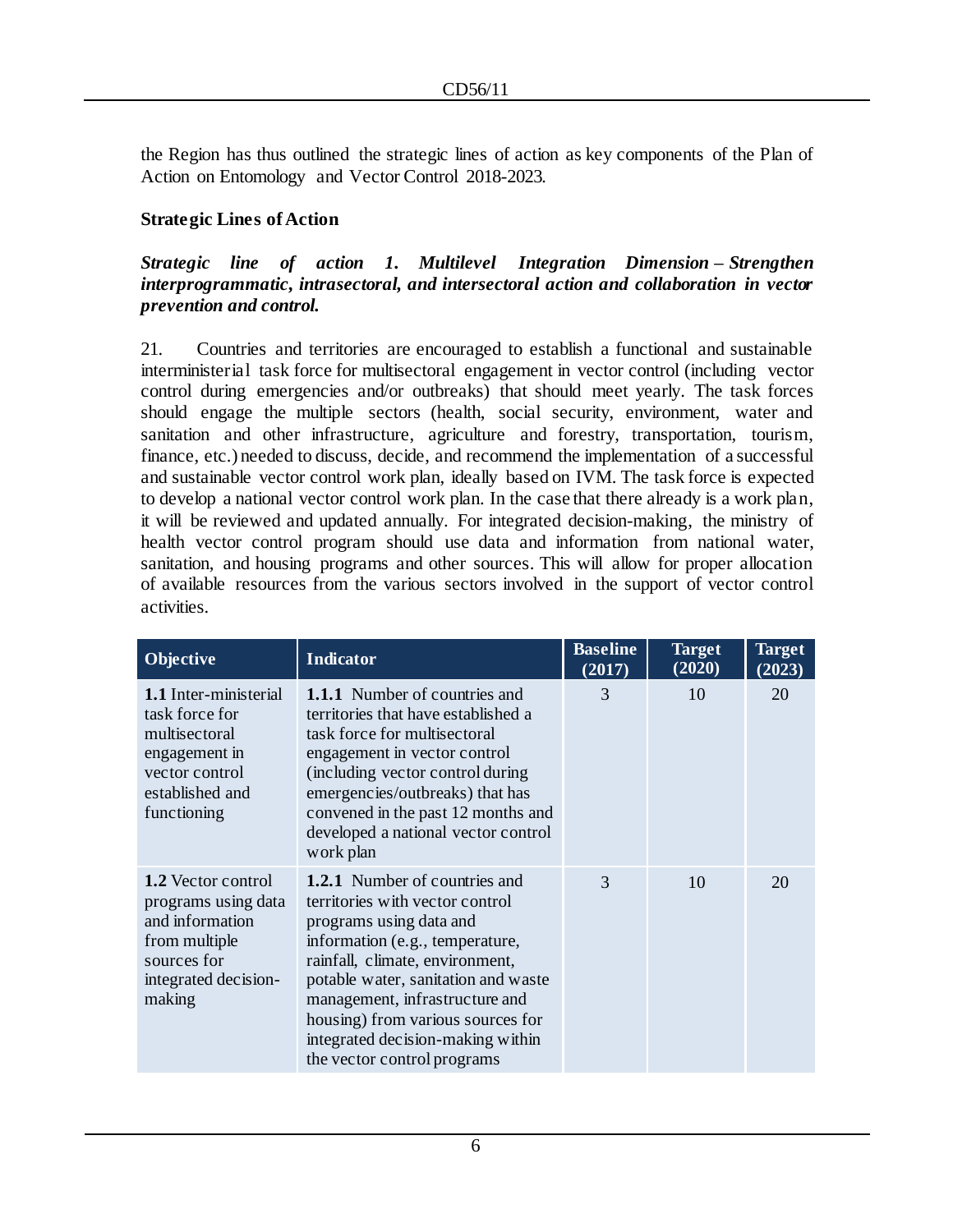the Region has thus outlined the strategic lines of action as key components of the Plan of Action on Entomology and Vector Control 2018-2023.

## Strategic Lines of Action

***Strategic line of action 1. Multilevel Integration Dimension – Strengthen interprogrammatic, intrasectoral, and intersectoral action and collaboration in vector prevention and control.***

21. Countries and territories are encouraged to establish a functional and sustainable interministerial task force for multisectoral engagement in vector control (including vector control during emergencies and/or outbreaks) that should meet yearly. The task forces should engage the multiple sectors (health, social security, environment, water and sanitation and other infrastructure, agriculture and forestry, transportation, tourism, finance, etc.) needed to discuss, decide, and recommend the implementation of a successful and sustainable vector control work plan, ideally based on IVM. The task force is expected to develop a national vector control work plan. In the case that there already is a work plan, it will be reviewed and updated annually. For integrated decision-making, the ministry of health vector control program should use data and information from national water, sanitation, and housing programs and other sources. This will allow for proper allocation of available resources from the various sectors involved in the support of vector control activities.

| Objective | Indicator | Baseline (2017) | Target (2020) | Target (2023) |
|---|---|---|---|---|
| **1.1** Inter-ministerial task force for multisectoral engagement in vector control established and functioning | **1.1.1** Number of countries and territories that have established a task force for multisectoral engagement in vector control (including vector control during emergencies/outbreaks) that has convened in the past 12 months and developed a national vector control work plan | 3 | 10 | 20 |
| **1.2** Vector control programs using data and information from multiple sources for integrated decision-making | **1.2.1** Number of countries and territories with vector control programs using data and information (e.g., temperature, rainfall, climate, environment, potable water, sanitation and waste management, infrastructure and housing) from various sources for integrated decision-making within the vector control programs | 3 | 10 | 20 |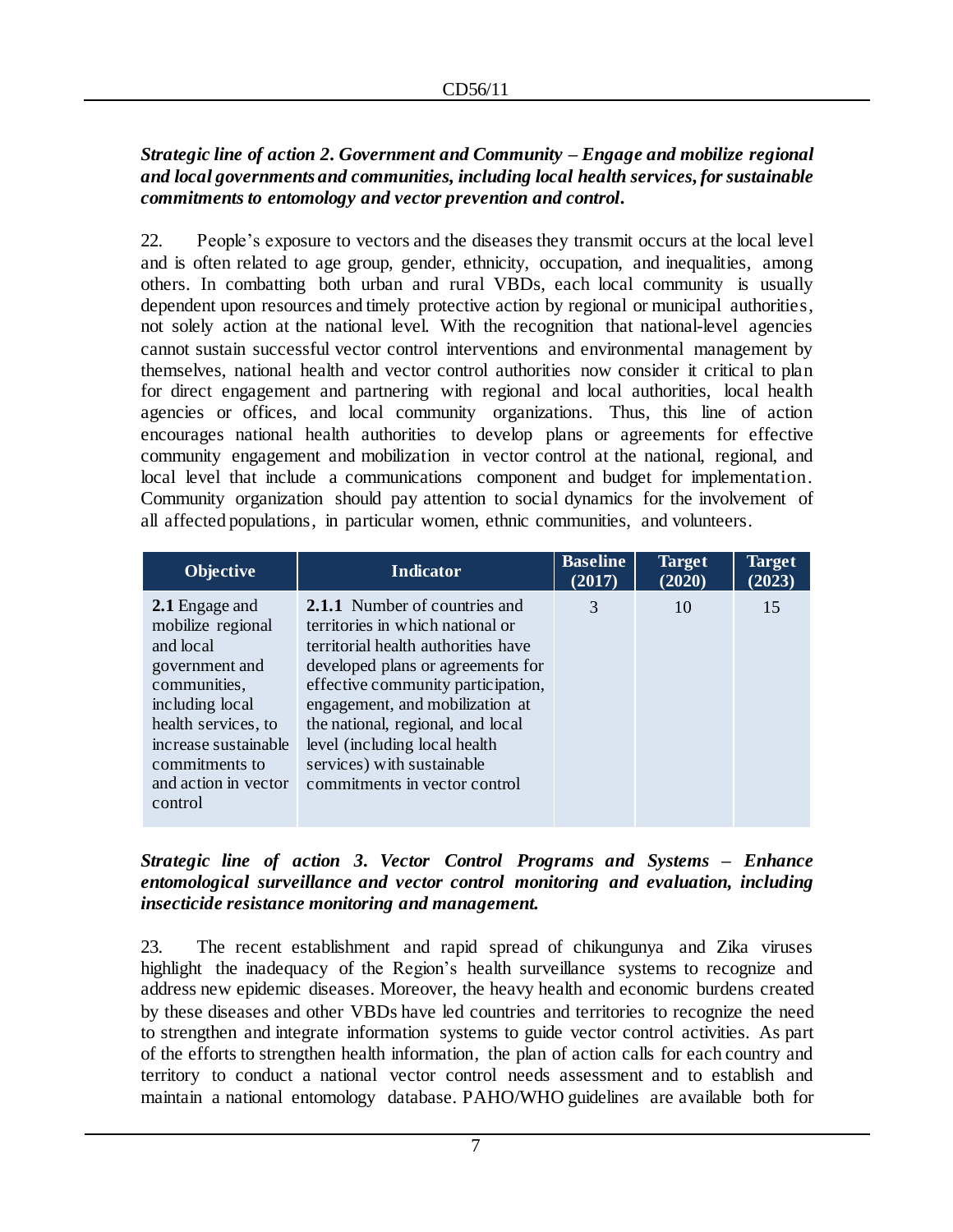***Strategic line of action 2. Government and Community – Engage and mobilize regional and local governments and communities, including local health services, for sustainable commitments to entomology and vector prevention and control.***

22. People's exposure to vectors and the diseases they transmit occurs at the local level and is often related to age group, gender, ethnicity, occupation, and inequalities, among others. In combatting both urban and rural VBDs, each local community is usually dependent upon resources and timely protective action by regional or municipal authorities, not solely action at the national level. With the recognition that national-level agencies cannot sustain successful vector control interventions and environmental management by themselves, national health and vector control authorities now consider it critical to plan for direct engagement and partnering with regional and local authorities, local health agencies or offices, and local community organizations. Thus, this line of action encourages national health authorities to develop plans or agreements for effective community engagement and mobilization in vector control at the national, regional, and local level that include a communications component and budget for implementation. Community organization should pay attention to social dynamics for the involvement of all affected populations, in particular women, ethnic communities, and volunteers.

| Objective | Indicator | Baseline (2017) | Target (2020) | Target (2023) |
|---|---|---|---|---|
| **2.1** Engage and mobilize regional and local government and communities, including local health services, to increase sustainable commitments to and action in vector control | **2.1.1** Number of countries and territories in which national or territorial health authorities have developed plans or agreements for effective community participation, engagement, and mobilization at the national, regional, and local level (including local health services) with sustainable commitments in vector control | 3 | 10 | 15 |

***Strategic line of action 3. Vector Control Programs and Systems – Enhance entomological surveillance and vector control monitoring and evaluation, including insecticide resistance monitoring and management.***

23. The recent establishment and rapid spread of chikungunya and Zika viruses highlight the inadequacy of the Region's health surveillance systems to recognize and address new epidemic diseases. Moreover, the heavy health and economic burdens created by these diseases and other VBDs have led countries and territories to recognize the need to strengthen and integrate information systems to guide vector control activities. As part of the efforts to strengthen health information, the plan of action calls for each country and territory to conduct a national vector control needs assessment and to establish and maintain a national entomology database. PAHO/WHO guidelines are available both for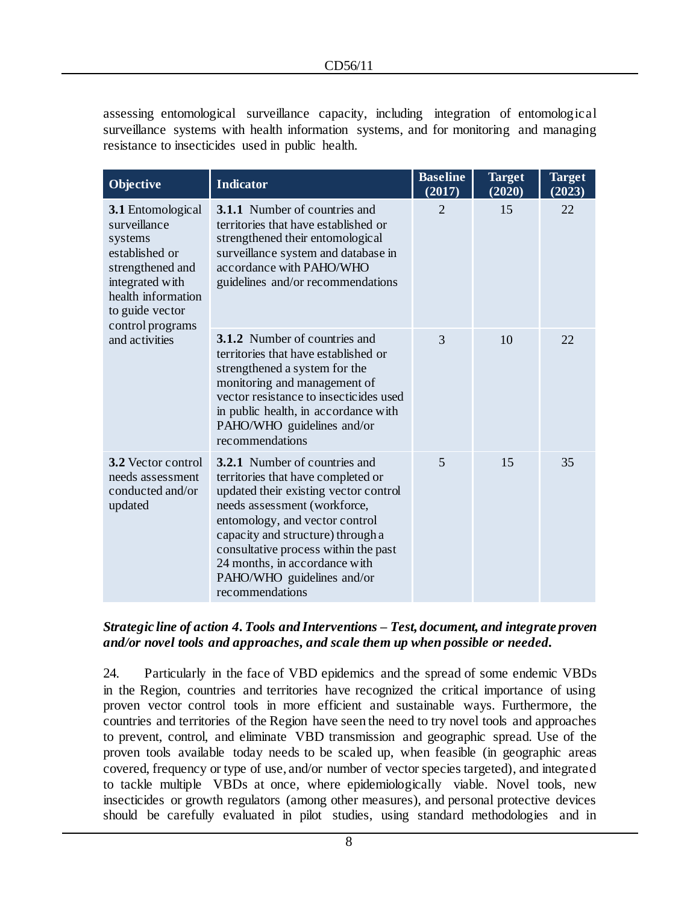assessing entomological surveillance capacity, including integration of entomological surveillance systems with health information systems, and for monitoring and managing resistance to insecticides used in public health.

| Objective | Indicator | Baseline (2017) | Target (2020) | Target (2023) |
|---|---|---|---|---|
| **3.1** Entomological surveillance systems established or strengthened and integrated with health information to guide vector control programs and activities | **3.1.1** Number of countries and territories that have established or strengthened their entomological surveillance system and database in accordance with PAHO/WHO guidelines and/or recommendations | 2 | 15 | 22 |
| | **3.1.2** Number of countries and territories that have established or strengthened a system for the monitoring and management of vector resistance to insecticides used in public health, in accordance with PAHO/WHO guidelines and/or recommendations | 3 | 10 | 22 |
| **3.2** Vector control needs assessment conducted and/or updated | **3.2.1** Number of countries and territories that have completed or updated their existing vector control needs assessment (workforce, entomology, and vector control capacity and structure) through a consultative process within the past 24 months, in accordance with PAHO/WHO guidelines and/or recommendations | 5 | 15 | 35 |

***Strategic line of action 4. Tools and Interventions – Test, document, and integrate proven and/or novel tools and approaches, and scale them up when possible or needed.***

24. Particularly in the face of VBD epidemics and the spread of some endemic VBDs in the Region, countries and territories have recognized the critical importance of using proven vector control tools in more efficient and sustainable ways. Furthermore, the countries and territories of the Region have seen the need to try novel tools and approaches to prevent, control, and eliminate VBD transmission and geographic spread. Use of the proven tools available today needs to be scaled up, when feasible (in geographic areas covered, frequency or type of use, and/or number of vector species targeted), and integrated to tackle multiple VBDs at once, where epidemiologically viable. Novel tools, new insecticides or growth regulators (among other measures), and personal protective devices should be carefully evaluated in pilot studies, using standard methodologies and in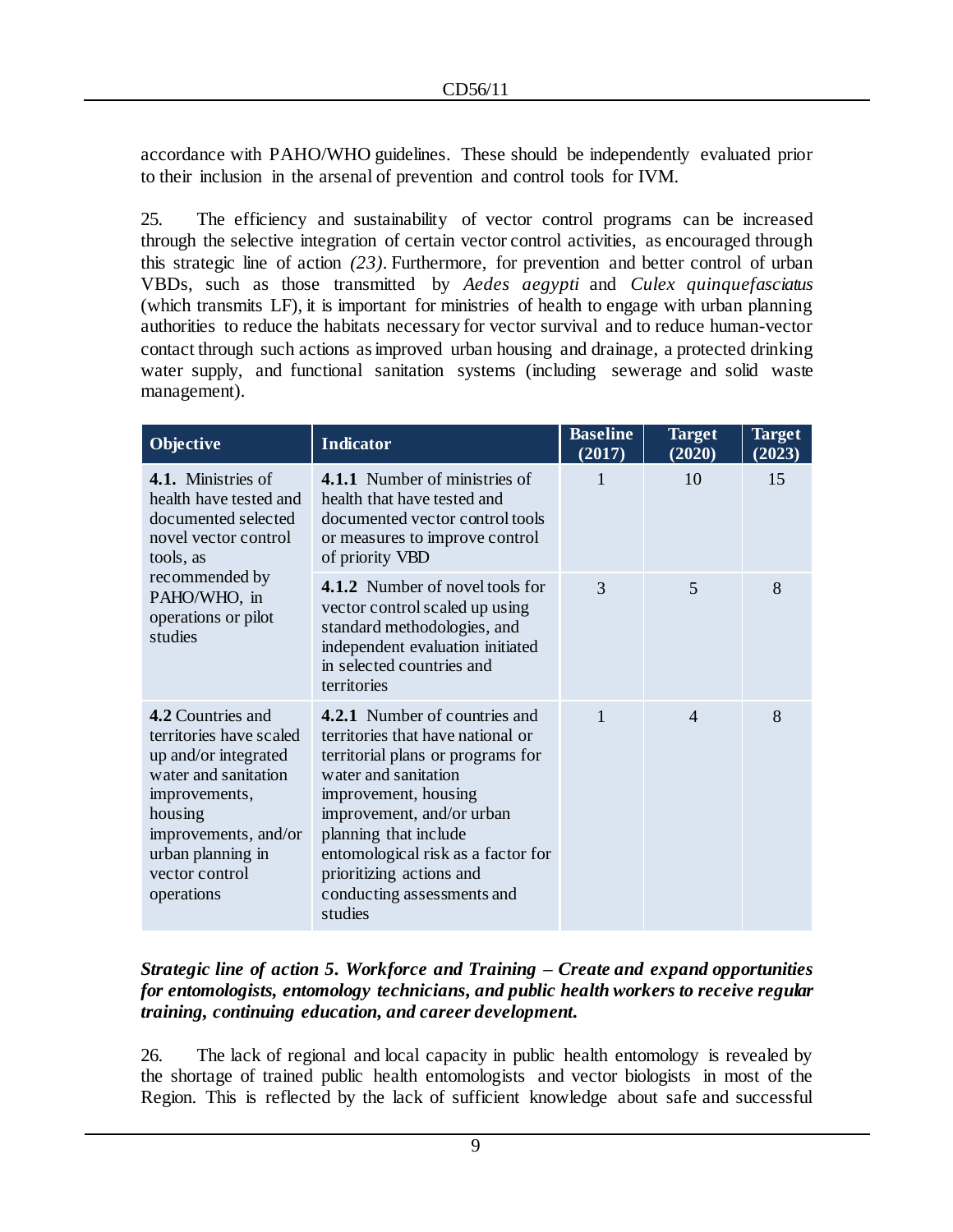accordance with PAHO/WHO guidelines. These should be independently evaluated prior to their inclusion in the arsenal of prevention and control tools for IVM.

25. The efficiency and sustainability of vector control programs can be increased through the selective integration of certain vector control activities, as encouraged through this strategic line of action *(23)*. Furthermore, for prevention and better control of urban VBDs, such as those transmitted by *Aedes aegypti* and *Culex quinquefasciatus* (which transmits LF), it is important for ministries of health to engage with urban planning authorities to reduce the habitats necessary for vector survival and to reduce human-vector contact through such actions as improved urban housing and drainage, a protected drinking water supply, and functional sanitation systems (including sewerage and solid waste management).

| Objective | Indicator | Baseline (2017) | Target (2020) | Target (2023) |
|---|---|---|---|---|
| **4.1.** Ministries of health have tested and documented selected novel vector control tools, as recommended by PAHO/WHO, in operations or pilot studies | **4.1.1** Number of ministries of health that have tested and documented vector control tools or measures to improve control of priority VBD | 1 | 10 | 15 |
| | **4.1.2** Number of novel tools for vector control scaled up using standard methodologies, and independent evaluation initiated in selected countries and territories | 3 | 5 | 8 |
| **4.2** Countries and territories have scaled up and/or integrated water and sanitation improvements, housing improvements, and/or urban planning in vector control operations | **4.2.1** Number of countries and territories that have national or territorial plans or programs for water and sanitation improvement, housing improvement, and/or urban planning that include entomological risk as a factor for prioritizing actions and conducting assessments and studies | 1 | 4 | 8 |

***Strategic line of action 5. Workforce and Training – Create and expand opportunities for entomologists, entomology technicians, and public health workers to receive regular training, continuing education, and career development.***

26. The lack of regional and local capacity in public health entomology is revealed by the shortage of trained public health entomologists and vector biologists in most of the Region. This is reflected by the lack of sufficient knowledge about safe and successful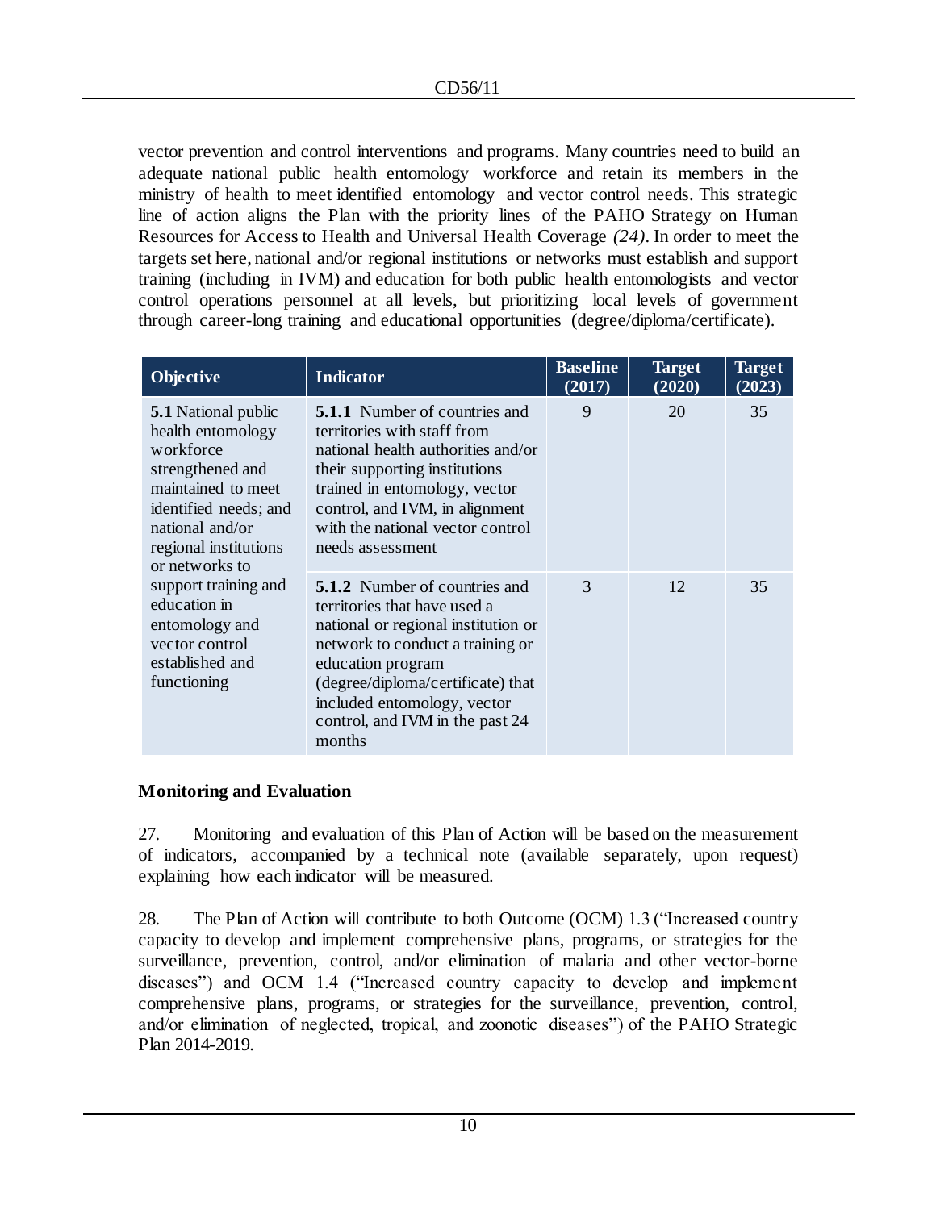vector prevention and control interventions and programs. Many countries need to build an adequate national public health entomology workforce and retain its members in the ministry of health to meet identified entomology and vector control needs. This strategic line of action aligns the Plan with the priority lines of the PAHO Strategy on Human Resources for Access to Health and Universal Health Coverage *(24)*. In order to meet the targets set here, national and/or regional institutions or networks must establish and support training (including in IVM) and education for both public health entomologists and vector control operations personnel at all levels, but prioritizing local levels of government through career-long training and educational opportunities (degree/diploma/certificate).

| Objective | Indicator | Baseline (2017) | Target (2020) | Target (2023) |
|---|---|---|---|---|
| **5.1** National public health entomology workforce strengthened and maintained to meet identified needs; and national and/or regional institutions or networks to support training and education in entomology and vector control established and functioning | **5.1.1** Number of countries and territories with staff from national health authorities and/or their supporting institutions trained in entomology, vector control, and IVM, in alignment with the national vector control needs assessment | 9 | 20 | 35 |
| | **5.1.2** Number of countries and territories that have used a national or regional institution or network to conduct a training or education program (degree/diploma/certificate) that included entomology, vector control, and IVM in the past 24 months | 3 | 12 | 35 |

## Monitoring and Evaluation

27. Monitoring and evaluation of this Plan of Action will be based on the measurement of indicators, accompanied by a technical note (available separately, upon request) explaining how each indicator will be measured.

28. The Plan of Action will contribute to both Outcome (OCM) 1.3 ("Increased country capacity to develop and implement comprehensive plans, programs, or strategies for the surveillance, prevention, control, and/or elimination of malaria and other vector-borne diseases") and OCM 1.4 ("Increased country capacity to develop and implement comprehensive plans, programs, or strategies for the surveillance, prevention, control, and/or elimination of neglected, tropical, and zoonotic diseases") of the PAHO Strategic Plan 2014-2019.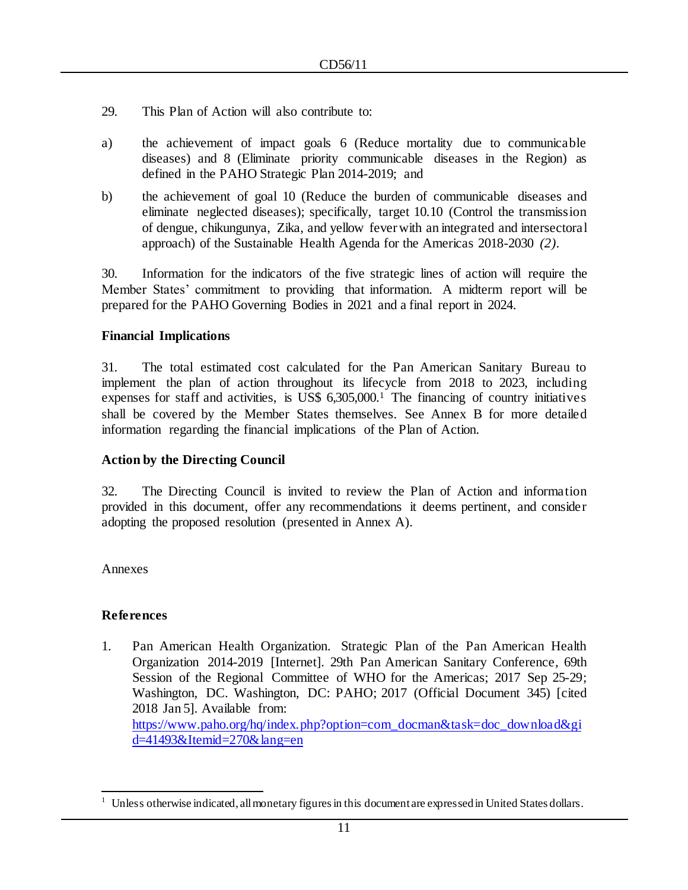29. This Plan of Action will also contribute to:

a) the achievement of impact goals 6 (Reduce mortality due to communicable diseases) and 8 (Eliminate priority communicable diseases in the Region) as defined in the PAHO Strategic Plan 2014-2019; and

b) the achievement of goal 10 (Reduce the burden of communicable diseases and eliminate neglected diseases); specifically, target 10.10 (Control the transmission of dengue, chikungunya, Zika, and yellow fever with an integrated and intersectoral approach) of the Sustainable Health Agenda for the Americas 2018-2030 *(2)*.

30. Information for the indicators of the five strategic lines of action will require the Member States' commitment to providing that information. A midterm report will be prepared for the PAHO Governing Bodies in 2021 and a final report in 2024.

**Financial Implications**

31. The total estimated cost calculated for the Pan American Sanitary Bureau to implement the plan of action throughout its lifecycle from 2018 to 2023, including expenses for staff and activities, is US$ 6,305,000.[1] The financing of country initiatives shall be covered by the Member States themselves. See Annex B for more detailed information regarding the financial implications of the Plan of Action.

**Action by the Directing Council**

32. The Directing Council is invited to review the Plan of Action and information provided in this document, offer any recommendations it deems pertinent, and consider adopting the proposed resolution (presented in Annex A).

Annexes

**References**

1. Pan American Health Organization. Strategic Plan of the Pan American Health Organization 2014-2019 [Internet]. 29th Pan American Sanitary Conference, 69th Session of the Regional Committee of WHO for the Americas; 2017 Sep 25-29; Washington, DC. Washington, DC: PAHO; 2017 (Official Document 345) [cited 2018 Jan 5]. Available from: https://www.paho.org/hq/index.php?option=com_docman&task=doc_download&gid=41493&Itemid=270&lang=en

---

[1] Unless otherwise indicated, all monetary figures in this document are expressed in United States dollars.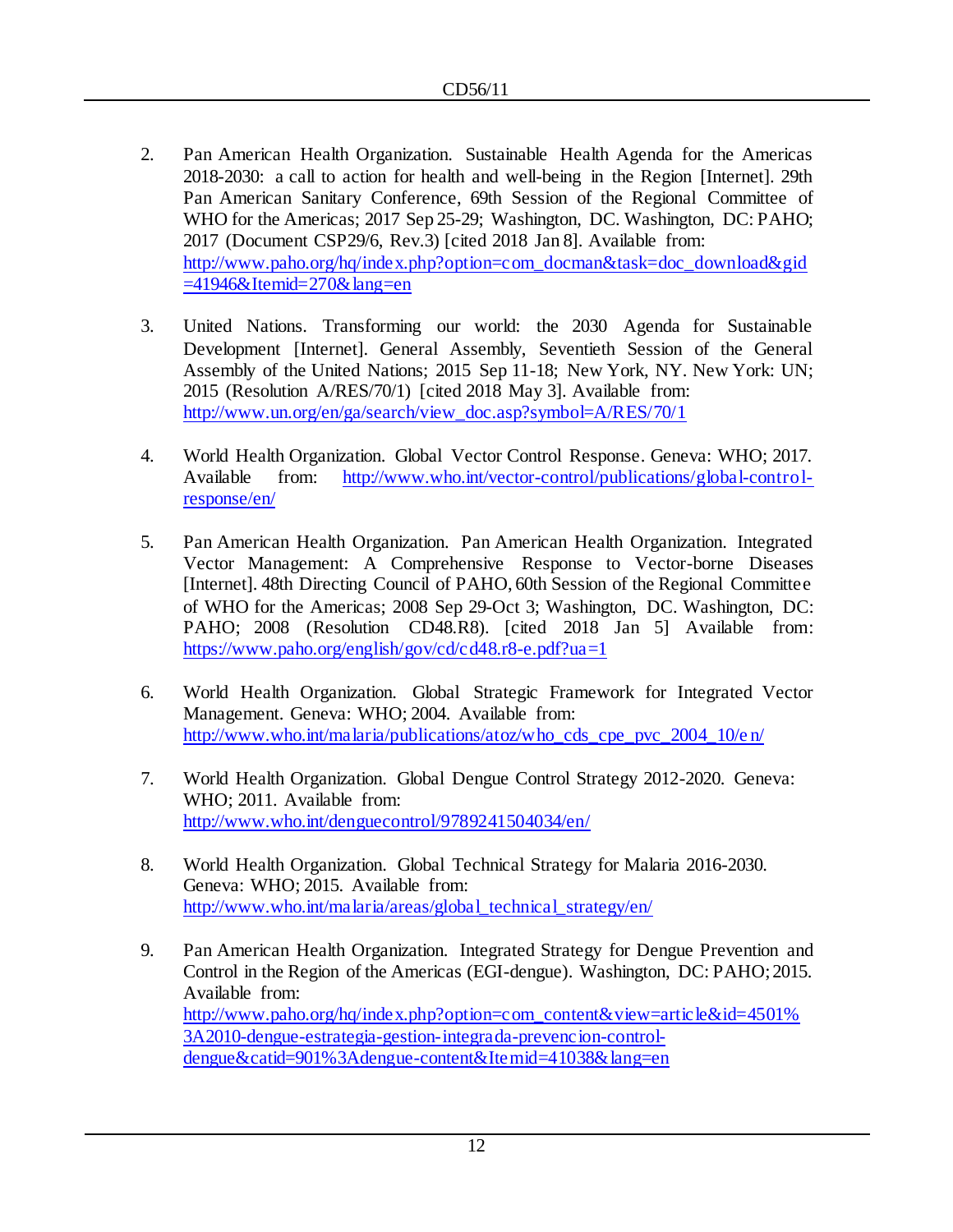2. Pan American Health Organization. Sustainable Health Agenda for the Americas 2018-2030: a call to action for health and well-being in the Region [Internet]. 29th Pan American Sanitary Conference, 69th Session of the Regional Committee of WHO for the Americas; 2017 Sep 25-29; Washington, DC. Washington, DC: PAHO; 2017 (Document CSP29/6, Rev.3) [cited 2018 Jan 8]. Available from: http://www.paho.org/hq/index.php?option=com_docman&task=doc_download&gid=41946&Itemid=270&lang=en

3. United Nations. Transforming our world: the 2030 Agenda for Sustainable Development [Internet]. General Assembly, Seventieth Session of the General Assembly of the United Nations; 2015 Sep 11-18; New York, NY. New York: UN; 2015 (Resolution A/RES/70/1) [cited 2018 May 3]. Available from: http://www.un.org/en/ga/search/view_doc.asp?symbol=A/RES/70/1

4. World Health Organization. Global Vector Control Response. Geneva: WHO; 2017. Available from: http://www.who.int/vector-control/publications/global-control-response/en/

5. Pan American Health Organization. Pan American Health Organization. Integrated Vector Management: A Comprehensive Response to Vector-borne Diseases [Internet]. 48th Directing Council of PAHO, 60th Session of the Regional Committee of WHO for the Americas; 2008 Sep 29-Oct 3; Washington, DC. Washington, DC: PAHO; 2008 (Resolution CD48.R8). [cited 2018 Jan 5] Available from: https://www.paho.org/english/gov/cd/cd48.r8-e.pdf?ua=1

6. World Health Organization. Global Strategic Framework for Integrated Vector Management. Geneva: WHO; 2004. Available from: http://www.who.int/malaria/publications/atoz/who_cds_cpe_pvc_2004_10/en/

7. World Health Organization. Global Dengue Control Strategy 2012-2020. Geneva: WHO; 2011. Available from: http://www.who.int/denguecontrol/9789241504034/en/

8. World Health Organization. Global Technical Strategy for Malaria 2016-2030. Geneva: WHO; 2015. Available from: http://www.who.int/malaria/areas/global_technical_strategy/en/

9. Pan American Health Organization. Integrated Strategy for Dengue Prevention and Control in the Region of the Americas (EGI-dengue). Washington, DC: PAHO; 2015. Available from: http://www.paho.org/hq/index.php?option=com_content&view=article&id=4501%3A2010-dengue-estrategia-gestion-integrada-prevencion-control-dengue&catid=901%3Adengue-content&Itemid=41038&lang=en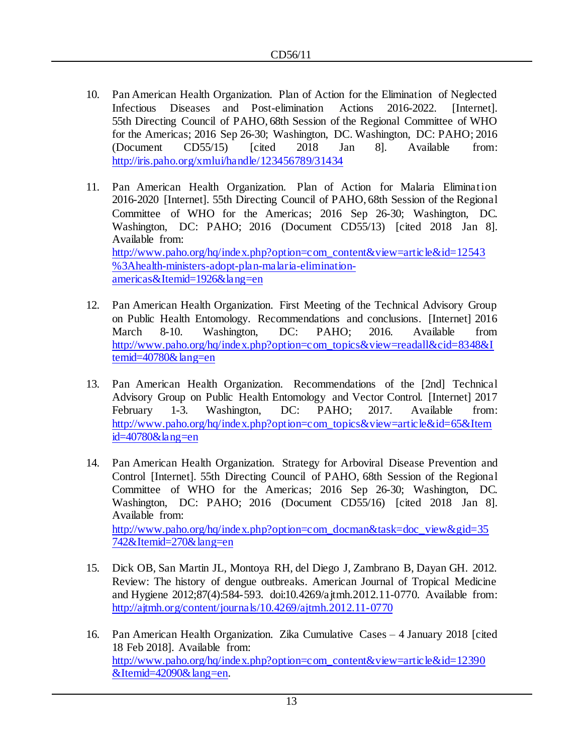10. Pan American Health Organization. Plan of Action for the Elimination of Neglected Infectious Diseases and Post-elimination Actions 2016-2022. [Internet]. 55th Directing Council of PAHO, 68th Session of the Regional Committee of WHO for the Americas; 2016 Sep 26-30; Washington, DC. Washington, DC: PAHO; 2016 (Document CD55/15) [cited 2018 Jan 8]. Available from: http://iris.paho.org/xmlui/handle/123456789/31434

11. Pan American Health Organization. Plan of Action for Malaria Elimination 2016-2020 [Internet]. 55th Directing Council of PAHO, 68th Session of the Regional Committee of WHO for the Americas; 2016 Sep 26-30; Washington, DC. Washington, DC: PAHO; 2016 (Document CD55/13) [cited 2018 Jan 8]. Available from: http://www.paho.org/hq/index.php?option=com_content&view=article&id=12543%3Ahealth-ministers-adopt-plan-malaria-elimination-americas&Itemid=1926&lang=en

12. Pan American Health Organization. First Meeting of the Technical Advisory Group on Public Health Entomology. Recommendations and conclusions. [Internet] 2016 March 8-10. Washington, DC: PAHO; 2016. Available from http://www.paho.org/hq/index.php?option=com_topics&view=readall&cid=8348&Itemid=40780&lang=en

13. Pan American Health Organization. Recommendations of the [2nd] Technical Advisory Group on Public Health Entomology and Vector Control. [Internet] 2017 February 1-3. Washington, DC: PAHO; 2017. Available from: http://www.paho.org/hq/index.php?option=com_topics&view=article&id=65&Itemid=40780&lang=en

14. Pan American Health Organization. Strategy for Arboviral Disease Prevention and Control [Internet]. 55th Directing Council of PAHO, 68th Session of the Regional Committee of WHO for the Americas; 2016 Sep 26-30; Washington, DC. Washington, DC: PAHO; 2016 (Document CD55/16) [cited 2018 Jan 8]. Available from: http://www.paho.org/hq/index.php?option=com_docman&task=doc_view&gid=35742&Itemid=270&lang=en

15. Dick OB, San Martin JL, Montoya RH, del Diego J, Zambrano B, Dayan GH. 2012. Review: The history of dengue outbreaks. American Journal of Tropical Medicine and Hygiene 2012;87(4):584-593. doi:10.4269/ajtmh.2012.11-0770. Available from: http://ajtmh.org/content/journals/10.4269/ajtmh.2012.11-0770

16. Pan American Health Organization. Zika Cumulative Cases – 4 January 2018 [cited 18 Feb 2018]. Available from: http://www.paho.org/hq/index.php?option=com_content&view=article&id=12390&Itemid=42090&lang=en.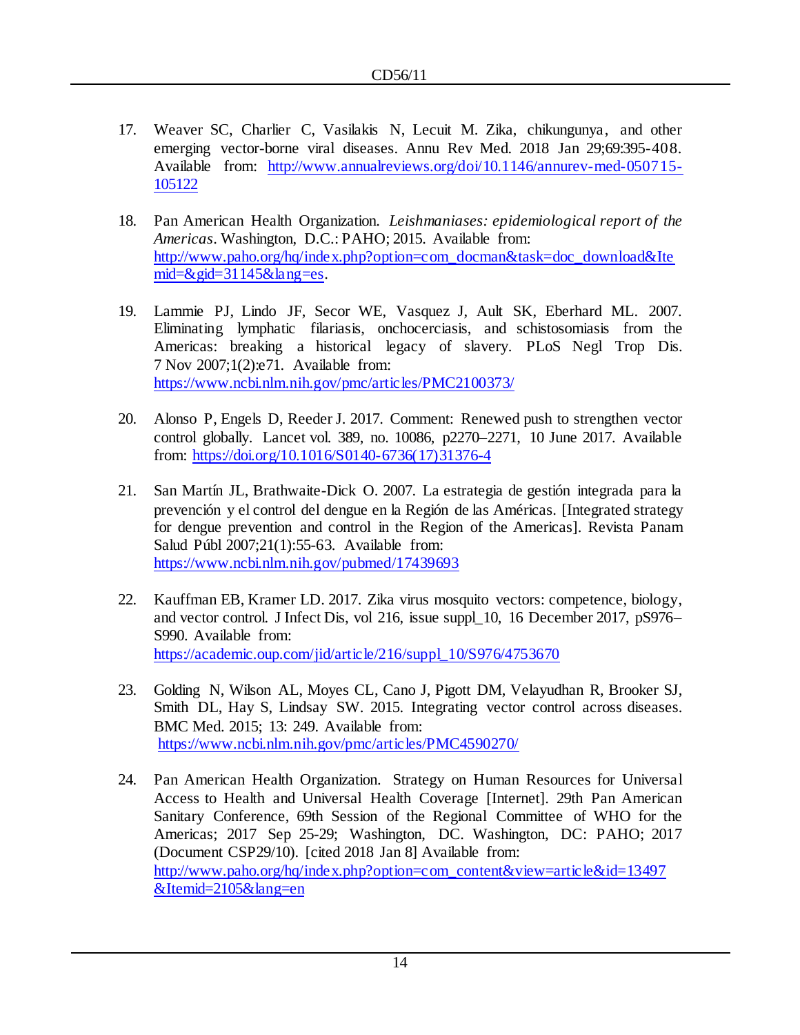17. Weaver SC, Charlier C, Vasilakis N, Lecuit M. Zika, chikungunya, and other emerging vector-borne viral diseases. Annu Rev Med. 2018 Jan 29;69:395-408. Available from: http://www.annualreviews.org/doi/10.1146/annurev-med-050715-105122

18. Pan American Health Organization. *Leishmaniases: epidemiological report of the Americas*. Washington, D.C.: PAHO; 2015. Available from: http://www.paho.org/hq/index.php?option=com_docman&task=doc_download&Itemid=&gid=31145&lang=es.

19. Lammie PJ, Lindo JF, Secor WE, Vasquez J, Ault SK, Eberhard ML. 2007. Eliminating lymphatic filariasis, onchocerciasis, and schistosomiasis from the Americas: breaking a historical legacy of slavery. PLoS Negl Trop Dis. 7 Nov 2007;1(2):e71. Available from: https://www.ncbi.nlm.nih.gov/pmc/articles/PMC2100373/

20. Alonso P, Engels D, Reeder J. 2017. Comment: Renewed push to strengthen vector control globally. Lancet vol. 389, no. 10086, p2270–2271, 10 June 2017. Available from: https://doi.org/10.1016/S0140-6736(17)31376-4

21. San Martín JL, Brathwaite-Dick O. 2007. La estrategia de gestión integrada para la prevención y el control del dengue en la Región de las Américas. [Integrated strategy for dengue prevention and control in the Region of the Americas]. Revista Panam Salud Públ 2007;21(1):55-63. Available from: https://www.ncbi.nlm.nih.gov/pubmed/17439693

22. Kauffman EB, Kramer LD. 2017. Zika virus mosquito vectors: competence, biology, and vector control. J Infect Dis, vol 216, issue suppl_10, 16 December 2017, pS976–S990. Available from: https://academic.oup.com/jid/article/216/suppl_10/S976/4753670

23. Golding N, Wilson AL, Moyes CL, Cano J, Pigott DM, Velayudhan R, Brooker SJ, Smith DL, Hay S, Lindsay SW. 2015. Integrating vector control across diseases. BMC Med. 2015; 13: 249. Available from: https://www.ncbi.nlm.nih.gov/pmc/articles/PMC4590270/

24. Pan American Health Organization. Strategy on Human Resources for Universal Access to Health and Universal Health Coverage [Internet]. 29th Pan American Sanitary Conference, 69th Session of the Regional Committee of WHO for the Americas; 2017 Sep 25-29; Washington, DC. Washington, DC: PAHO; 2017 (Document CSP29/10). [cited 2018 Jan 8] Available from: http://www.paho.org/hq/index.php?option=com_content&view=article&id=13497&Itemid=2105&lang=en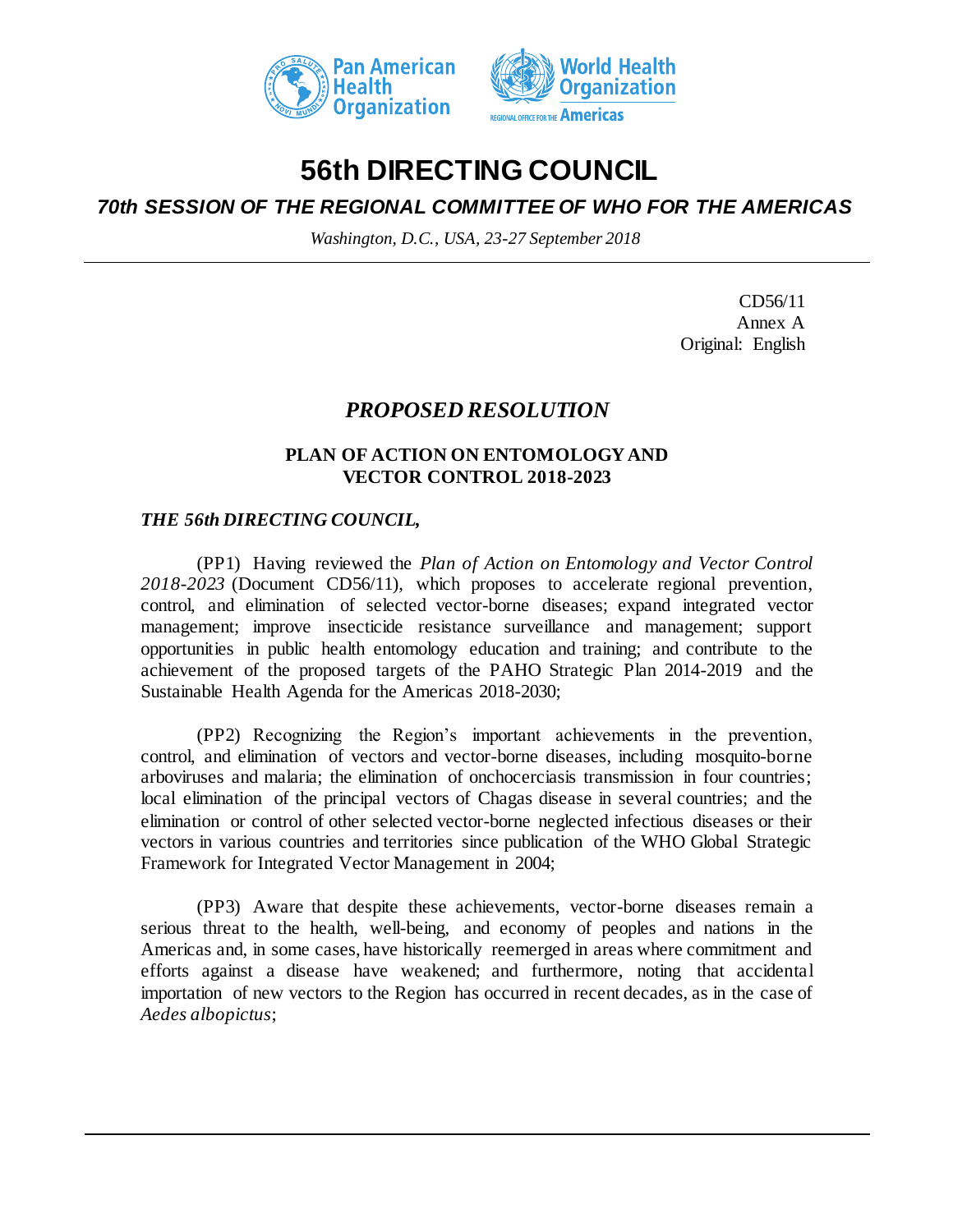# 56th DIRECTING COUNCIL

## *70th SESSION OF THE REGIONAL COMMITTEE OF WHO FOR THE AMERICAS*

*Washington, D.C., USA, 23-27 September 2018*

CD56/11
Annex A
Original: English

## *PROPOSED RESOLUTION*

### PLAN OF ACTION ON ENTOMOLOGY AND VECTOR CONTROL 2018-2023

***THE 56th DIRECTING COUNCIL,***

(PP1) Having reviewed the *Plan of Action on Entomology and Vector Control 2018-2023* (Document CD56/11), which proposes to accelerate regional prevention, control, and elimination of selected vector-borne diseases; expand integrated vector management; improve insecticide resistance surveillance and management; support opportunities in public health entomology education and training; and contribute to the achievement of the proposed targets of the PAHO Strategic Plan 2014-2019 and the Sustainable Health Agenda for the Americas 2018-2030;

(PP2) Recognizing the Region's important achievements in the prevention, control, and elimination of vectors and vector-borne diseases, including mosquito-borne arboviruses and malaria; the elimination of onchocerciasis transmission in four countries; local elimination of the principal vectors of Chagas disease in several countries; and the elimination or control of other selected vector-borne neglected infectious diseases or their vectors in various countries and territories since publication of the WHO Global Strategic Framework for Integrated Vector Management in 2004;

(PP3) Aware that despite these achievements, vector-borne diseases remain a serious threat to the health, well-being, and economy of peoples and nations in the Americas and, in some cases, have historically reemerged in areas where commitment and efforts against a disease have weakened; and furthermore, noting that accidental importation of new vectors to the Region has occurred in recent decades, as in the case of *Aedes albopictus*;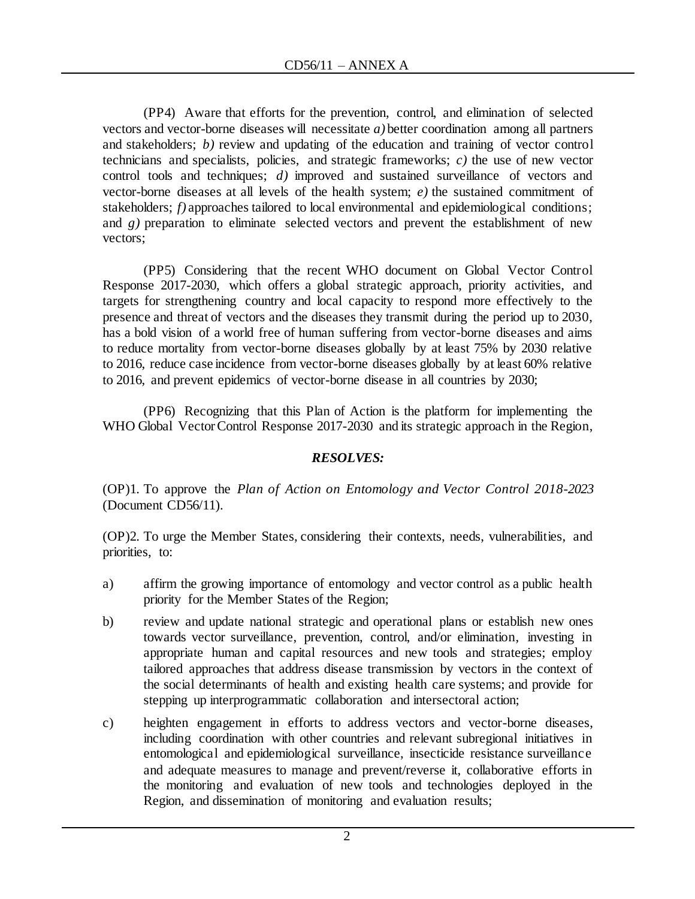(PP4) Aware that efforts for the prevention, control, and elimination of selected vectors and vector-borne diseases will necessitate *a)* better coordination among all partners and stakeholders; *b)* review and updating of the education and training of vector control technicians and specialists, policies, and strategic frameworks; *c)* the use of new vector control tools and techniques; *d)* improved and sustained surveillance of vectors and vector-borne diseases at all levels of the health system; *e)* the sustained commitment of stakeholders; *f)* approaches tailored to local environmental and epidemiological conditions; and *g)* preparation to eliminate selected vectors and prevent the establishment of new vectors;

(PP5) Considering that the recent WHO document on Global Vector Control Response 2017-2030, which offers a global strategic approach, priority activities, and targets for strengthening country and local capacity to respond more effectively to the presence and threat of vectors and the diseases they transmit during the period up to 2030, has a bold vision of a world free of human suffering from vector-borne diseases and aims to reduce mortality from vector-borne diseases globally by at least 75% by 2030 relative to 2016, reduce case incidence from vector-borne diseases globally by at least 60% relative to 2016, and prevent epidemics of vector-borne disease in all countries by 2030;

(PP6) Recognizing that this Plan of Action is the platform for implementing the WHO Global Vector Control Response 2017-2030 and its strategic approach in the Region,

***RESOLVES:***

(OP)1. To approve the *Plan of Action on Entomology and Vector Control 2018-2023* (Document CD56/11).

(OP)2. To urge the Member States, considering their contexts, needs, vulnerabilities, and priorities, to:

a) affirm the growing importance of entomology and vector control as a public health priority for the Member States of the Region;

b) review and update national strategic and operational plans or establish new ones towards vector surveillance, prevention, control, and/or elimination, investing in appropriate human and capital resources and new tools and strategies; employ tailored approaches that address disease transmission by vectors in the context of the social determinants of health and existing health care systems; and provide for stepping up interprogrammatic collaboration and intersectoral action;

c) heighten engagement in efforts to address vectors and vector-borne diseases, including coordination with other countries and relevant subregional initiatives in entomological and epidemiological surveillance, insecticide resistance surveillance and adequate measures to manage and prevent/reverse it, collaborative efforts in the monitoring and evaluation of new tools and technologies deployed in the Region, and dissemination of monitoring and evaluation results;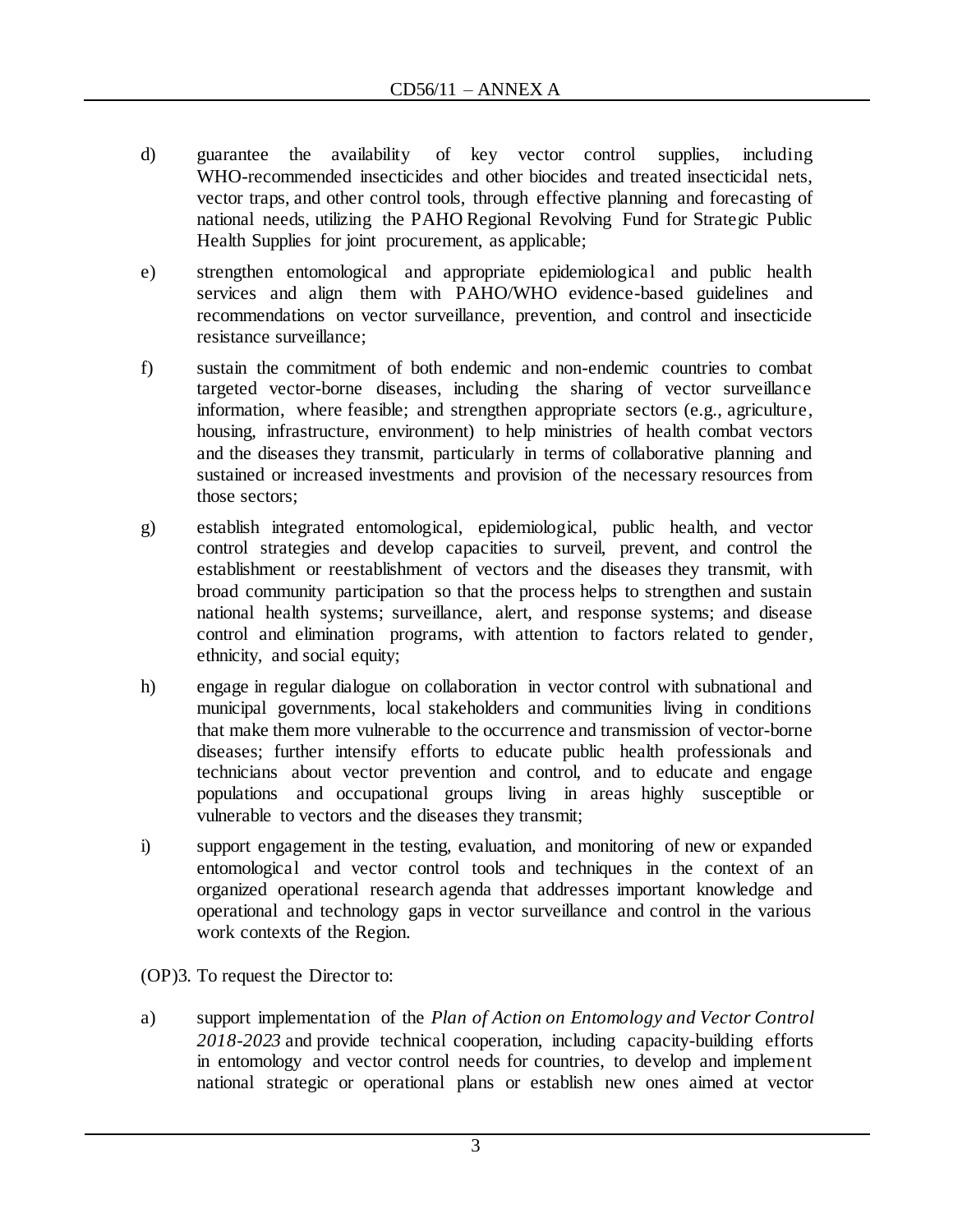d) guarantee the availability of key vector control supplies, including WHO-recommended insecticides and other biocides and treated insecticidal nets, vector traps, and other control tools, through effective planning and forecasting of national needs, utilizing the PAHO Regional Revolving Fund for Strategic Public Health Supplies for joint procurement, as applicable;

e) strengthen entomological and appropriate epidemiological and public health services and align them with PAHO/WHO evidence-based guidelines and recommendations on vector surveillance, prevention, and control and insecticide resistance surveillance;

f) sustain the commitment of both endemic and non-endemic countries to combat targeted vector-borne diseases, including the sharing of vector surveillance information, where feasible; and strengthen appropriate sectors (e.g., agriculture, housing, infrastructure, environment) to help ministries of health combat vectors and the diseases they transmit, particularly in terms of collaborative planning and sustained or increased investments and provision of the necessary resources from those sectors;

g) establish integrated entomological, epidemiological, public health, and vector control strategies and develop capacities to surveil, prevent, and control the establishment or reestablishment of vectors and the diseases they transmit, with broad community participation so that the process helps to strengthen and sustain national health systems; surveillance, alert, and response systems; and disease control and elimination programs, with attention to factors related to gender, ethnicity, and social equity;

h) engage in regular dialogue on collaboration in vector control with subnational and municipal governments, local stakeholders and communities living in conditions that make them more vulnerable to the occurrence and transmission of vector-borne diseases; further intensify efforts to educate public health professionals and technicians about vector prevention and control, and to educate and engage populations and occupational groups living in areas highly susceptible or vulnerable to vectors and the diseases they transmit;

i) support engagement in the testing, evaluation, and monitoring of new or expanded entomological and vector control tools and techniques in the context of an organized operational research agenda that addresses important knowledge and operational and technology gaps in vector surveillance and control in the various work contexts of the Region.

(OP)3. To request the Director to:

a) support implementation of the *Plan of Action on Entomology and Vector Control 2018-2023* and provide technical cooperation, including capacity-building efforts in entomology and vector control needs for countries, to develop and implement national strategic or operational plans or establish new ones aimed at vector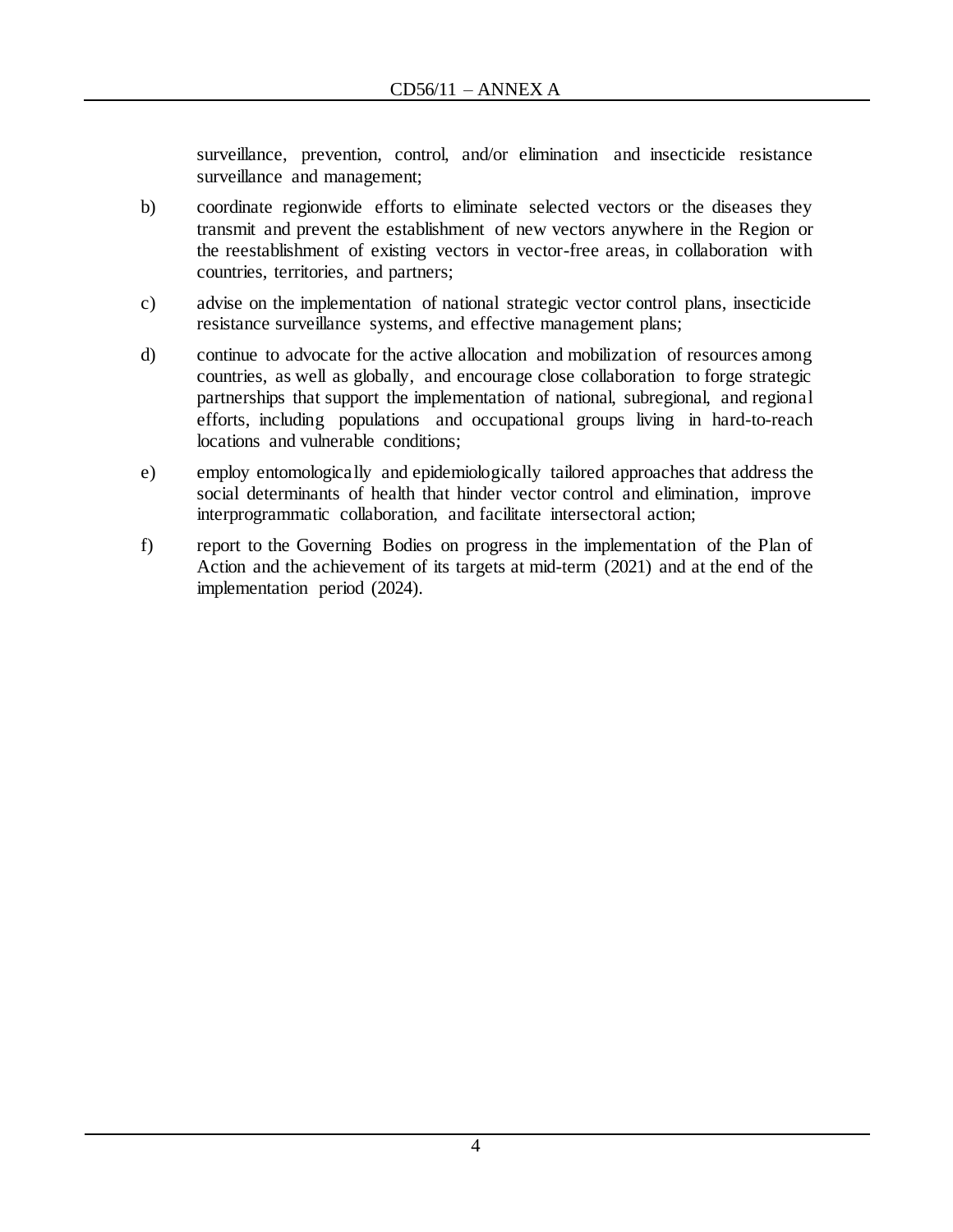surveillance, prevention, control, and/or elimination and insecticide resistance surveillance and management;

b) coordinate regionwide efforts to eliminate selected vectors or the diseases they transmit and prevent the establishment of new vectors anywhere in the Region or the reestablishment of existing vectors in vector-free areas, in collaboration with countries, territories, and partners;

c) advise on the implementation of national strategic vector control plans, insecticide resistance surveillance systems, and effective management plans;

d) continue to advocate for the active allocation and mobilization of resources among countries, as well as globally, and encourage close collaboration to forge strategic partnerships that support the implementation of national, subregional, and regional efforts, including populations and occupational groups living in hard-to-reach locations and vulnerable conditions;

e) employ entomologically and epidemiologically tailored approaches that address the social determinants of health that hinder vector control and elimination, improve interprogrammatic collaboration, and facilitate intersectoral action;

f) report to the Governing Bodies on progress in the implementation of the Plan of Action and the achievement of its targets at mid-term (2021) and at the end of the implementation period (2024).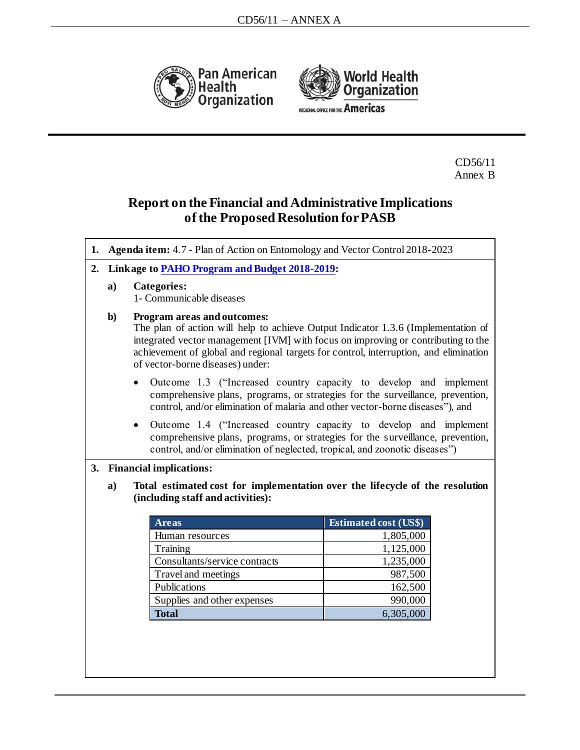CD56/11
Annex B

# Report on the Financial and Administrative Implications of the Proposed Resolution for PASB

**1. Agenda item:** 4.7 - Plan of Action on Entomology and Vector Control 2018-2023

**2. Linkage to PAHO Program and Budget 2018-2019:**

**a) Categories:**
1- Communicable diseases

**b) Program areas and outcomes:**
The plan of action will help to achieve Output Indicator 1.3.6 (Implementation of integrated vector management [IVM] with focus on improving or contributing to the achievement of global and regional targets for control, interruption, and elimination of vector-borne diseases) under:

- Outcome 1.3 ("Increased country capacity to develop and implement comprehensive plans, programs, or strategies for the surveillance, prevention, control, and/or elimination of malaria and other vector-borne diseases"), and
- Outcome 1.4 ("Increased country capacity to develop and implement comprehensive plans, programs, or strategies for the surveillance, prevention, control, and/or elimination of neglected, tropical, and zoonotic diseases")

**3. Financial implications:**

**a) Total estimated cost for implementation over the lifecycle of the resolution (including staff and activities):**

| Areas | Estimated cost (US$) |
|---|---:|
| Human resources | 1,805,000 |
| Training | 1,125,000 |
| Consultants/service contracts | 1,235,000 |
| Travel and meetings | 987,500 |
| Publications | 162,500 |
| Supplies and other expenses | 990,000 |
| **Total** | 6,305,000 |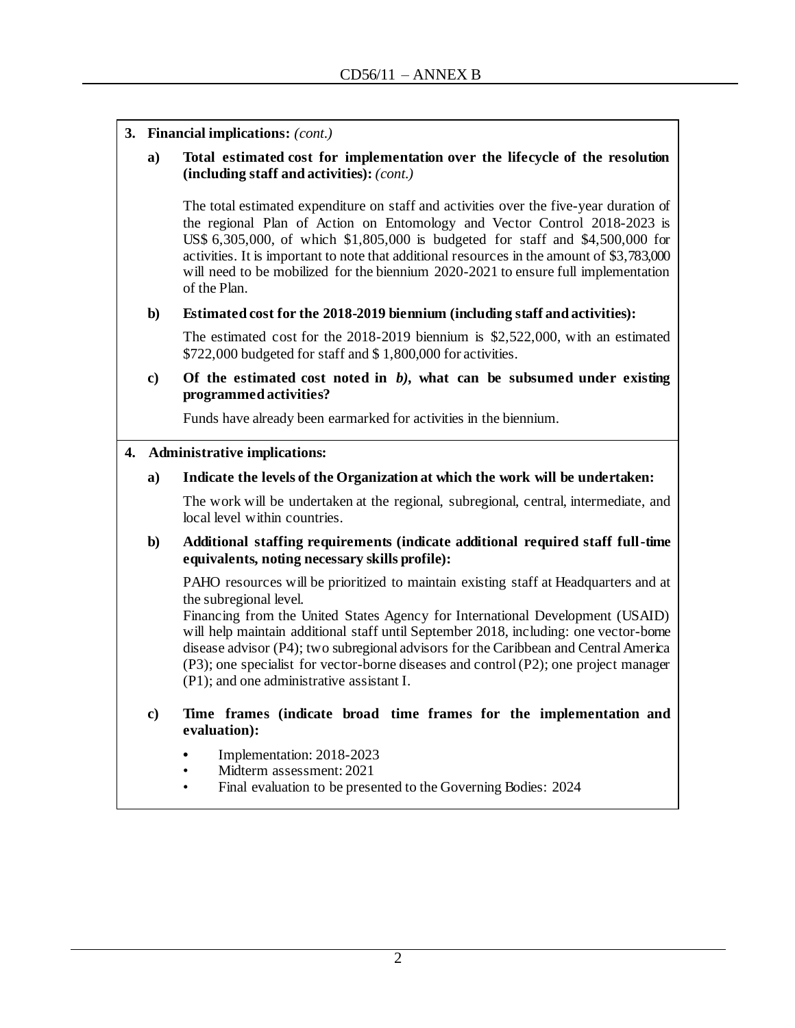**3. Financial implications:** *(cont.)*

**a) Total estimated cost for implementation over the lifecycle of the resolution (including staff and activities):** *(cont.)*

The total estimated expenditure on staff and activities over the five-year duration of the regional Plan of Action on Entomology and Vector Control 2018-2023 is US$ 6,305,000, of which $1,805,000 is budgeted for staff and $4,500,000 for activities. It is important to note that additional resources in the amount of $3,783,000 will need to be mobilized for the biennium 2020-2021 to ensure full implementation of the Plan.

**b) Estimated cost for the 2018-2019 biennium (including staff and activities):**

The estimated cost for the 2018-2019 biennium is $2,522,000, with an estimated $722,000 budgeted for staff and $ 1,800,000 for activities.

**c) Of the estimated cost noted in *b)*, what can be subsumed under existing programmed activities?**

Funds have already been earmarked for activities in the biennium.

**4. Administrative implications:**

**a) Indicate the levels of the Organization at which the work will be undertaken:**

The work will be undertaken at the regional, subregional, central, intermediate, and local level within countries.

**b) Additional staffing requirements (indicate additional required staff full-time equivalents, noting necessary skills profile):**

PAHO resources will be prioritized to maintain existing staff at Headquarters and at the subregional level.
Financing from the United States Agency for International Development (USAID) will help maintain additional staff until September 2018, including: one vector-borne disease advisor (P4); two subregional advisors for the Caribbean and Central America (P3); one specialist for vector-borne diseases and control (P2); one project manager (P1); and one administrative assistant I.

**c) Time frames (indicate broad time frames for the implementation and evaluation):**

- Implementation: 2018-2023
- Midterm assessment: 2021
- Final evaluation to be presented to the Governing Bodies: 2024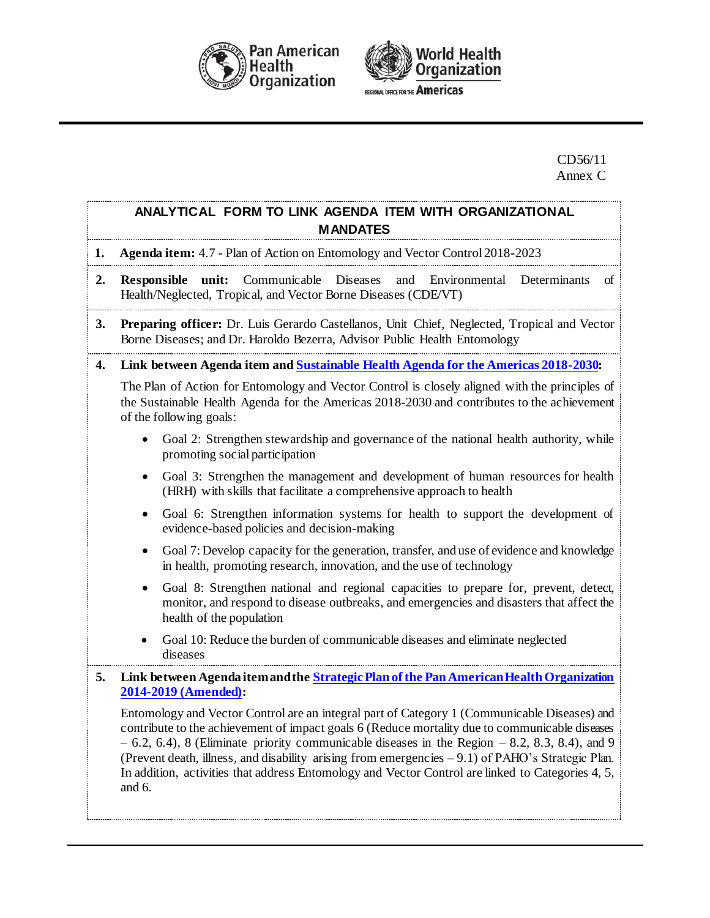CD56/11
Annex C

# ANALYTICAL FORM TO LINK AGENDA ITEM WITH ORGANIZATIONAL MANDATES

**1. Agenda item:** 4.7 - Plan of Action on Entomology and Vector Control 2018-2023

**2. Responsible unit:** Communicable Diseases and Environmental Determinants of Health/Neglected, Tropical, and Vector Borne Diseases (CDE/VT)

**3. Preparing officer:** Dr. Luis Gerardo Castellanos, Unit Chief, Neglected, Tropical and Vector Borne Diseases; and Dr. Haroldo Bezerra, Advisor Public Health Entomology

**4. Link between Agenda item and Sustainable Health Agenda for the Americas 2018-2030:**

The Plan of Action for Entomology and Vector Control is closely aligned with the principles of the Sustainable Health Agenda for the Americas 2018-2030 and contributes to the achievement of the following goals:

- Goal 2: Strengthen stewardship and governance of the national health authority, while promoting social participation
- Goal 3: Strengthen the management and development of human resources for health (HRH) with skills that facilitate a comprehensive approach to health
- Goal 6: Strengthen information systems for health to support the development of evidence-based policies and decision-making
- Goal 7: Develop capacity for the generation, transfer, and use of evidence and knowledge in health, promoting research, innovation, and the use of technology
- Goal 8: Strengthen national and regional capacities to prepare for, prevent, detect, monitor, and respond to disease outbreaks, and emergencies and disasters that affect the health of the population
- Goal 10: Reduce the burden of communicable diseases and eliminate neglected diseases

**5. Link between Agenda item and the Strategic Plan of the Pan American Health Organization 2014-2019 (Amended):**

Entomology and Vector Control are an integral part of Category 1 (Communicable Diseases) and contribute to the achievement of impact goals 6 (Reduce mortality due to communicable diseases – 6.2, 6.4), 8 (Eliminate priority communicable diseases in the Region – 8.2, 8.3, 8.4), and 9 (Prevent death, illness, and disability arising from emergencies – 9.1) of PAHO's Strategic Plan. In addition, activities that address Entomology and Vector Control are linked to Categories 4, 5, and 6.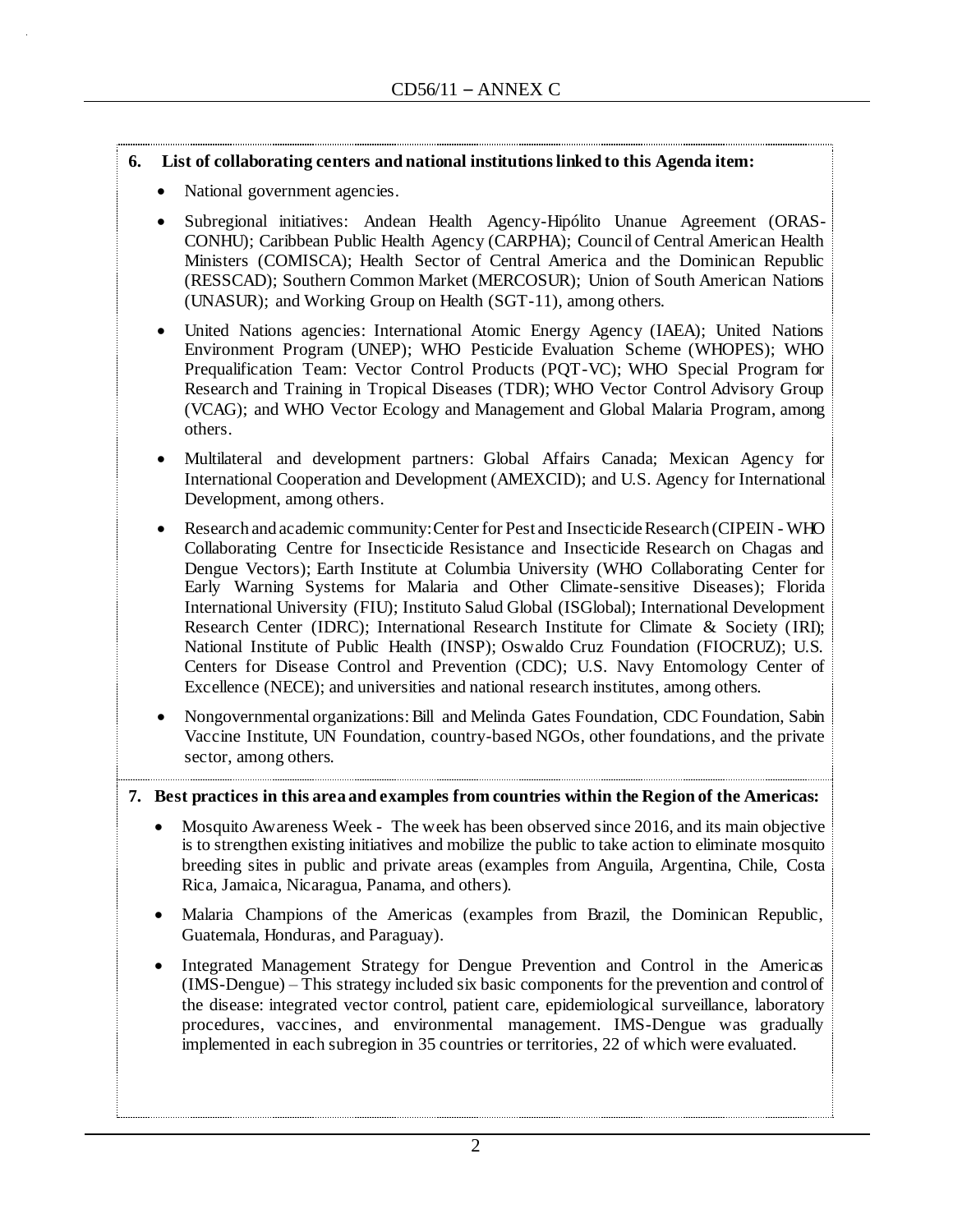**6. List of collaborating centers and national institutions linked to this Agenda item:**

- National government agencies.
- Subregional initiatives: Andean Health Agency-Hipólito Unanue Agreement (ORAS-CONHU); Caribbean Public Health Agency (CARPHA); Council of Central American Health Ministers (COMISCA); Health Sector of Central America and the Dominican Republic (RESSCAD); Southern Common Market (MERCOSUR); Union of South American Nations (UNASUR); and Working Group on Health (SGT-11), among others.
- United Nations agencies: International Atomic Energy Agency (IAEA); United Nations Environment Program (UNEP); WHO Pesticide Evaluation Scheme (WHOPES); WHO Prequalification Team: Vector Control Products (PQT-VC); WHO Special Program for Research and Training in Tropical Diseases (TDR); WHO Vector Control Advisory Group (VCAG); and WHO Vector Ecology and Management and Global Malaria Program, among others.
- Multilateral and development partners: Global Affairs Canada; Mexican Agency for International Cooperation and Development (AMEXCID); and U.S. Agency for International Development, among others.
- Research and academic community: Center for Pest and Insecticide Research (CIPEIN - WHO Collaborating Centre for Insecticide Resistance and Insecticide Research on Chagas and Dengue Vectors); Earth Institute at Columbia University (WHO Collaborating Center for Early Warning Systems for Malaria and Other Climate-sensitive Diseases); Florida International University (FIU); Instituto Salud Global (ISGlobal); International Development Research Center (IDRC); International Research Institute for Climate & Society (IRI); National Institute of Public Health (INSP); Oswaldo Cruz Foundation (FIOCRUZ); U.S. Centers for Disease Control and Prevention (CDC); U.S. Navy Entomology Center of Excellence (NECE); and universities and national research institutes, among others.
- Nongovernmental organizations: Bill and Melinda Gates Foundation, CDC Foundation, Sabin Vaccine Institute, UN Foundation, country-based NGOs, other foundations, and the private sector, among others.

**7. Best practices in this area and examples from countries within the Region of the Americas:**

- Mosquito Awareness Week - The week has been observed since 2016, and its main objective is to strengthen existing initiatives and mobilize the public to take action to eliminate mosquito breeding sites in public and private areas (examples from Anguila, Argentina, Chile, Costa Rica, Jamaica, Nicaragua, Panama, and others).
- Malaria Champions of the Americas (examples from Brazil, the Dominican Republic, Guatemala, Honduras, and Paraguay).
- Integrated Management Strategy for Dengue Prevention and Control in the Americas (IMS-Dengue) – This strategy included six basic components for the prevention and control of the disease: integrated vector control, patient care, epidemiological surveillance, laboratory procedures, vaccines, and environmental management. IMS-Dengue was gradually implemented in each subregion in 35 countries or territories, 22 of which were evaluated.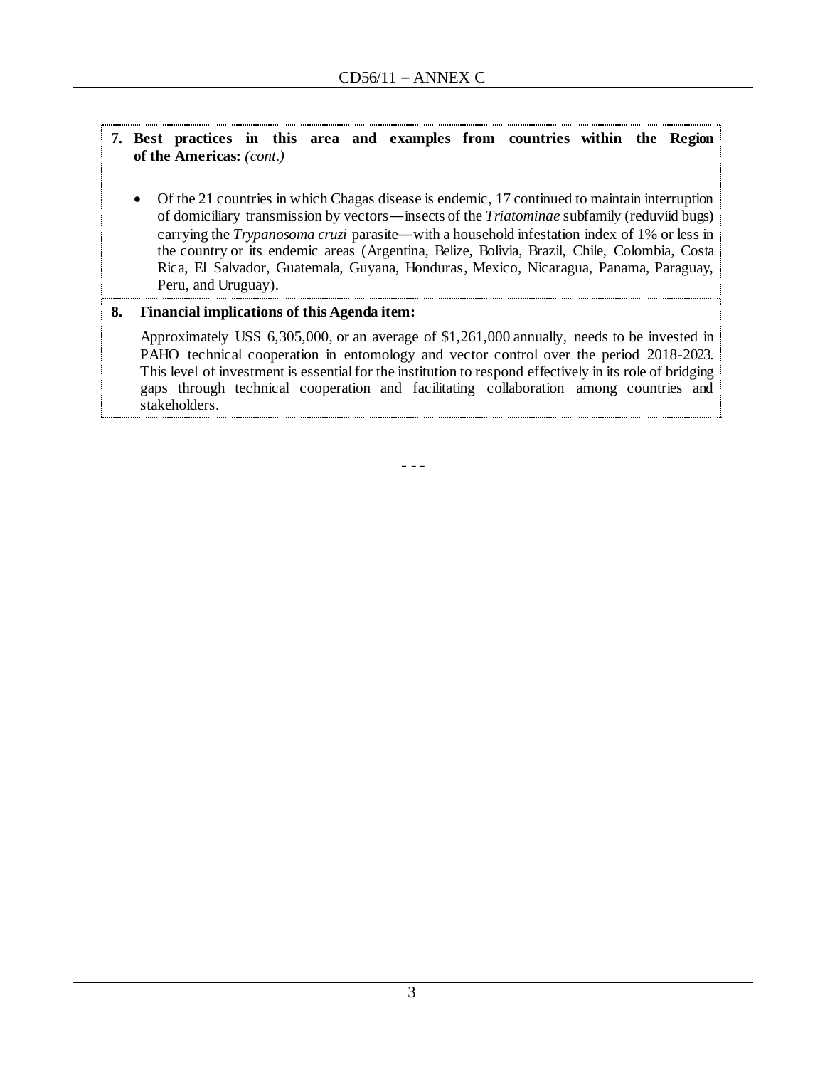**7. Best practices in this area and examples from countries within the Region of the Americas:** *(cont.)*

- Of the 21 countries in which Chagas disease is endemic, 17 continued to maintain interruption of domiciliary transmission by vectors—insects of the *Triatominae* subfamily (reduviid bugs) carrying the *Trypanosoma cruzi* parasite—with a household infestation index of 1% or less in the country or its endemic areas (Argentina, Belize, Bolivia, Brazil, Chile, Colombia, Costa Rica, El Salvador, Guatemala, Guyana, Honduras, Mexico, Nicaragua, Panama, Paraguay, Peru, and Uruguay).

**8. Financial implications of this Agenda item:**

Approximately US$ 6,305,000, or an average of $1,261,000 annually, needs to be invested in PAHO technical cooperation in entomology and vector control over the period 2018-2023. This level of investment is essential for the institution to respond effectively in its role of bridging gaps through technical cooperation and facilitating collaboration among countries and stakeholders.

- - -